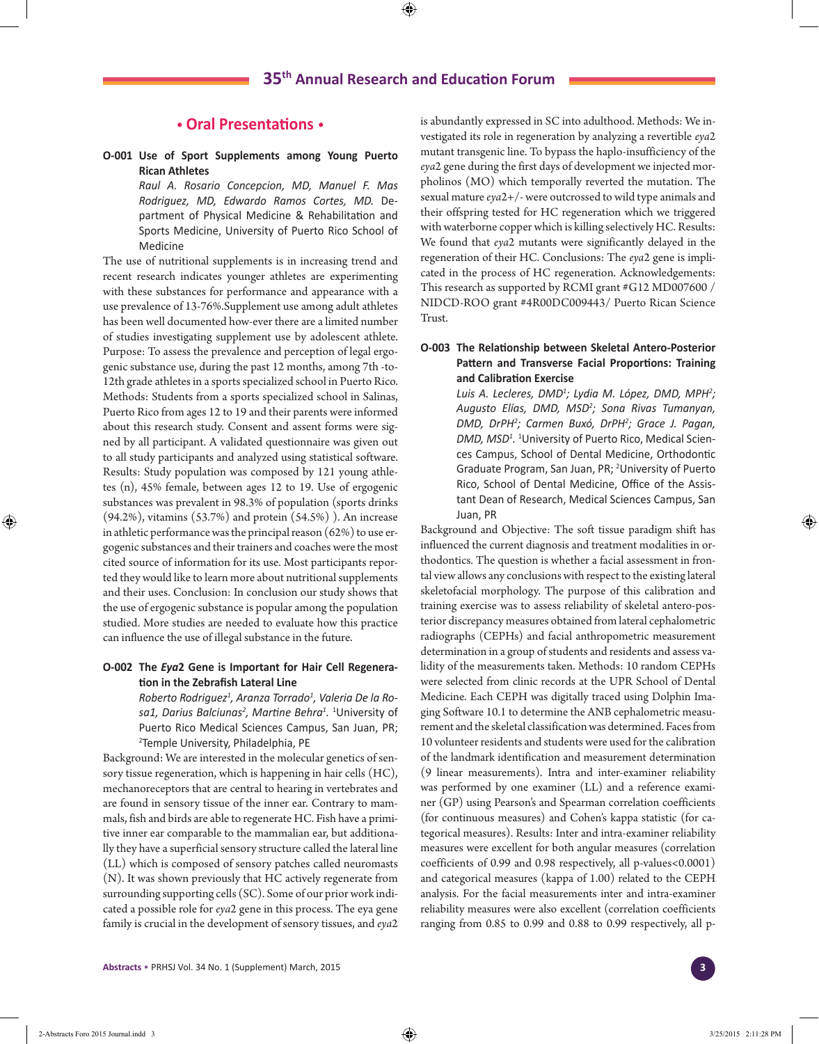## • Oral Presentations •

### O-001 Use of Sport Supplements among Young Puerto Rican Athletes

*Raul A. Rosario Concepcion, MD, Manuel F. Mas Rodriguez, MD, Edwardo Ramos Cortes, MD.* Department of Physical Medicine & Rehabilitation and Sports Medicine, University of Puerto Rico School of Medicine

The use of nutritional supplements is in increasing trend and recent research indicates younger athletes are experimenting with these substances for performance and appearance with a use prevalence of 13-76%.Supplement use among adult athletes has been well documented how-ever there are a limited number of studies investigating supplement use by adolescent athlete. Purpose: To assess the prevalence and perception of legal ergogenic substance use, during the past 12 months, among 7th -to-12th grade athletes in a sports specialized school in Puerto Rico. Methods: Students from a sports specialized school in Salinas, Puerto Rico from ages 12 to 19 and their parents were informed about this research study. Consent and assent forms were signed by all participant. A validated questionnaire was given out to all study participants and analyzed using statistical software. Results: Study population was composed by 121 young athletes (n), 45% female, between ages 12 to 19. Use of ergogenic substances was prevalent in 98.3% of population (sports drinks (94.2%), vitamins (53.7%) and protein (54.5%) ). An increase in athletic performance was the principal reason (62%) to use ergogenic substances and their trainers and coaches were the most cited source of information for its use. Most participants reported they would like to learn more about nutritional supplements and their uses. Conclusion: In conclusion our study shows that the use of ergogenic substance is popular among the population studied. More studies are needed to evaluate how this practice can influence the use of illegal substance in the future.

### O-002 The *Eya2* Gene is Important for Hair Cell Regeneration in the Zebrafish Lateral Line

*Roberto Rodriguez[1], Aranza Torrado[1], Valeria De la Rosa1, Darius Balciunas[2], Martine Behra[1].* [1]University of Puerto Rico Medical Sciences Campus, San Juan, PR; [2]Temple University, Philadelphia, PE

Background: We are interested in the molecular genetics of sensory tissue regeneration, which is happening in hair cells (HC), mechanoreceptors that are central to hearing in vertebrates and are found in sensory tissue of the inner ear. Contrary to mammals, fish and birds are able to regenerate HC. Fish have a primitive inner ear comparable to the mammalian ear, but additionally they have a superficial sensory structure called the lateral line (LL) which is composed of sensory patches called neuromasts (N). It was shown previously that HC actively regenerate from surrounding supporting cells (SC). Some of our prior work indicated a possible role for *eya*2 gene in this process. The eya gene family is crucial in the development of sensory tissues, and *eya*2 is abundantly expressed in SC into adulthood. Methods: We investigated its role in regeneration by analyzing a revertible *eya*2 mutant transgenic line. To bypass the haplo-insufficiency of the *eya*2 gene during the first days of development we injected morpholinos (MO) which temporally reverted the mutation. The sexual mature *eya*2+/- were outcrossed to wild type animals and their offspring tested for HC regeneration which we triggered with waterborne copper which is killing selectively HC. Results: We found that *eya*2 mutants were significantly delayed in the regeneration of their HC. Conclusions: The *eya*2 gene is implicated in the process of HC regeneration. Acknowledgements: This research as supported by RCMI grant #G12 MD007600 / NIDCD-ROO grant #4R00DC009443/ Puerto Rican Science Trust.

### O-003 The Relationship between Skeletal Antero-Posterior Pattern and Transverse Facial Proportions: Training and Calibration Exercise

*Luis A. Lecleres, DMD[1]; Lydia M. López, DMD, MPH[2]; Augusto Elías, DMD, MSD[2]; Sona Rivas Tumanyan, DMD, DrPH[2]; Carmen Buxó, DrPH[2]; Grace J. Pagan, DMD, MSD[1].* [1]University of Puerto Rico, Medical Sciences Campus, School of Dental Medicine, Orthodontic Graduate Program, San Juan, PR; [2]University of Puerto Rico, School of Dental Medicine, Office of the Assistant Dean of Research, Medical Sciences Campus, San Juan, PR

Background and Objective: The soft tissue paradigm shift has influenced the current diagnosis and treatment modalities in orthodontics. The question is whether a facial assessment in frontal view allows any conclusions with respect to the existing lateral skeletofacial morphology. The purpose of this calibration and training exercise was to assess reliability of skeletal antero-posterior discrepancy measures obtained from lateral cephalometric radiographs (CEPHs) and facial anthropometric measurement determination in a group of students and residents and assess validity of the measurements taken. Methods: 10 random CEPHs were selected from clinic records at the UPR School of Dental Medicine. Each CEPH was digitally traced using Dolphin Imaging Software 10.1 to determine the ANB cephalometric measurement and the skeletal classification was determined. Faces from 10 volunteer residents and students were used for the calibration of the landmark identification and measurement determination (9 linear measurements). Intra and inter-examiner reliability was performed by one examiner (LL) and a reference examiner (GP) using Pearson's and Spearman correlation coefficients (for continuous measures) and Cohen's kappa statistic (for categorical measures). Results: Inter and intra-examiner reliability measures were excellent for both angular measures (correlation coefficients of 0.99 and 0.98 respectively, all p-values<0.0001) and categorical measures (kappa of 1.00) related to the CEPH analysis. For the facial measurements inter and intra-examiner reliability measures were also excellent (correlation coefficients ranging from 0.85 to 0.99 and 0.88 to 0.99 respectively, all p-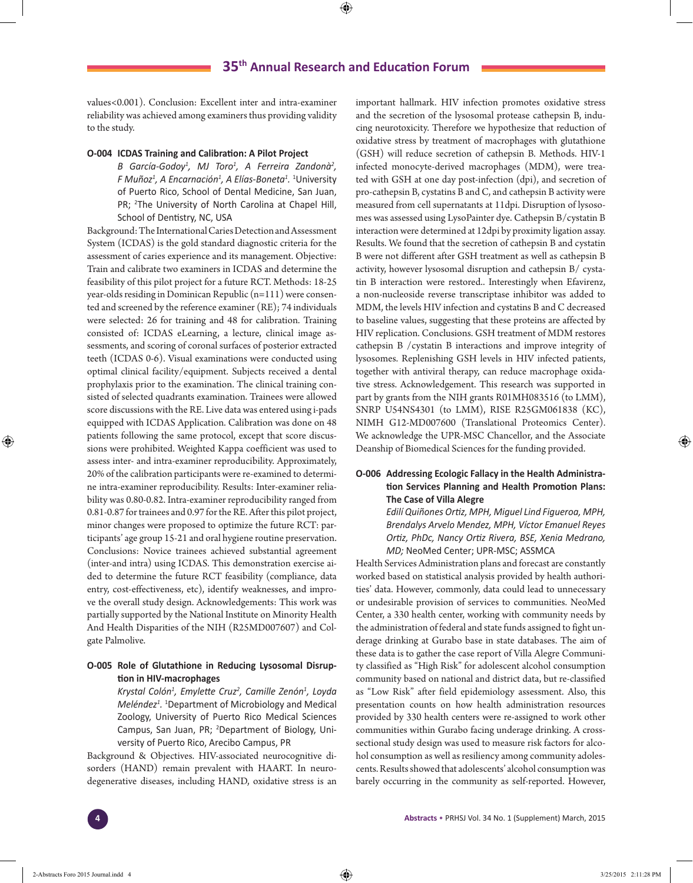values<0.001). Conclusion: Excellent inter and intra-examiner reliability was achieved among examiners thus providing validity to the study.

### O-004 ICDAS Training and Calibration: A Pilot Project

*B García-Godoy[1], MJ Toro[1], A Ferreira Zandonà[2], F Muñoz[1], A Encarnación[1], A Elías-Boneta[1].* [1]University of Puerto Rico, School of Dental Medicine, San Juan, PR; [2]The University of North Carolina at Chapel Hill, School of Dentistry, NC, USA

Background: The International Caries Detection and Assessment System (ICDAS) is the gold standard diagnostic criteria for the assessment of caries experience and its management. Objective: Train and calibrate two examiners in ICDAS and determine the feasibility of this pilot project for a future RCT. Methods: 18-25 year-olds residing in Dominican Republic (n=111) were consented and screened by the reference examiner (RE); 74 individuals were selected: 26 for training and 48 for calibration. Training consisted of: ICDAS eLearning, a lecture, clinical image assessments, and scoring of coronal surfaces of posterior extracted teeth (ICDAS 0-6). Visual examinations were conducted using optimal clinical facility/equipment. Subjects received a dental prophylaxis prior to the examination. The clinical training consisted of selected quadrants examination. Trainees were allowed score discussions with the RE. Live data was entered using i-pads equipped with ICDAS Application. Calibration was done on 48 patients following the same protocol, except that score discussions were prohibited. Weighted Kappa coefficient was used to assess inter- and intra-examiner reproducibility. Approximately, 20% of the calibration participants were re-examined to determine intra-examiner reproducibility. Results: Inter-examiner reliability was 0.80-0.82. Intra-examiner reproducibility ranged from 0.81-0.87 for trainees and 0.97 for the RE. After this pilot project, minor changes were proposed to optimize the future RCT: participants' age group 15-21 and oral hygiene routine preservation. Conclusions: Novice trainees achieved substantial agreement (inter-and intra) using ICDAS. This demonstration exercise aided to determine the future RCT feasibility (compliance, data entry, cost-effectiveness, etc), identify weaknesses, and improve the overall study design. Acknowledgements: This work was partially supported by the National Institute on Minority Health And Health Disparities of the NIH (R25MD007607) and Colgate Palmolive.

### O-005 Role of Glutathione in Reducing Lysosomal Disruption in HIV-macrophages

*Krystal Colón[1], Emylette Cruz[2], Camille Zenón[1], Loyda Meléndez[1].* [1]Department of Microbiology and Medical Zoology, University of Puerto Rico Medical Sciences Campus, San Juan, PR; [2]Department of Biology, University of Puerto Rico, Arecibo Campus, PR

Background & Objectives. HIV-associated neurocognitive disorders (HAND) remain prevalent with HAART. In neurodegenerative diseases, including HAND, oxidative stress is an important hallmark. HIV infection promotes oxidative stress and the secretion of the lysosomal protease cathepsin B, inducing neurotoxicity. Therefore we hypothesize that reduction of oxidative stress by treatment of macrophages with glutathione (GSH) will reduce secretion of cathepsin B. Methods. HIV-1 infected monocyte-derived macrophages (MDM), were treated with GSH at one day post-infection (dpi), and secretion of pro-cathepsin B, cystatins B and C, and cathepsin B activity were measured from cell supernatants at 11dpi. Disruption of lysosomes was assessed using LysoPainter dye. Cathepsin B/cystatin B interaction were determined at 12dpi by proximity ligation assay. Results. We found that the secretion of cathepsin B and cystatin B were not different after GSH treatment as well as cathepsin B activity, however lysosomal disruption and cathepsin B/ cystatin B interaction were restored.. Interestingly when Efavirenz, a non-nucleoside reverse transcriptase inhibitor was added to MDM, the levels HIV infection and cystatins B and C decreased to baseline values, suggesting that these proteins are affected by HIV replication. Conclusions. GSH treatment of MDM restores cathepsin B /cystatin B interactions and improve integrity of lysosomes. Replenishing GSH levels in HIV infected patients, together with antiviral therapy, can reduce macrophage oxidative stress. Acknowledgement. This research was supported in part by grants from the NIH grants R01MH083516 (to LMM), SNRP U54NS4301 (to LMM), RISE R25GM061838 (KC), NIMH G12-MD007600 (Translational Proteomics Center). We acknowledge the UPR-MSC Chancellor, and the Associate Deanship of Biomedical Sciences for the funding provided.

### O-006 Addressing Ecologic Fallacy in the Health Administration Services Planning and Health Promotion Plans: The Case of Villa Alegre

*Edilí Quiñones Ortiz, MPH, Miguel Lind Figueroa, MPH, Brendalys Arvelo Mendez, MPH, Víctor Emanuel Reyes Ortiz, PhDc, Nancy Ortiz Rivera, BSE, Xenia Medrano, MD;* NeoMed Center; UPR-MSC; ASSMCA

Health Services Administration plans and forecast are constantly worked based on statistical analysis provided by health authorities' data. However, commonly, data could lead to unnecessary or undesirable provision of services to communities. NeoMed Center, a 330 health center, working with community needs by the administration of federal and state funds assigned to fight underage drinking at Gurabo base in state databases. The aim of these data is to gather the case report of Villa Alegre Community classified as "High Risk" for adolescent alcohol consumption community based on national and district data, but re-classified as "Low Risk" after field epidemiology assessment. Also, this presentation counts on how health administration resources provided by 330 health centers were re-assigned to work other communities within Gurabo facing underage drinking. A cross-sectional study design was used to measure risk factors for alcohol consumption as well as resiliency among community adolescents. Results showed that adolescents' alcohol consumption was barely occurring in the community as self-reported. However,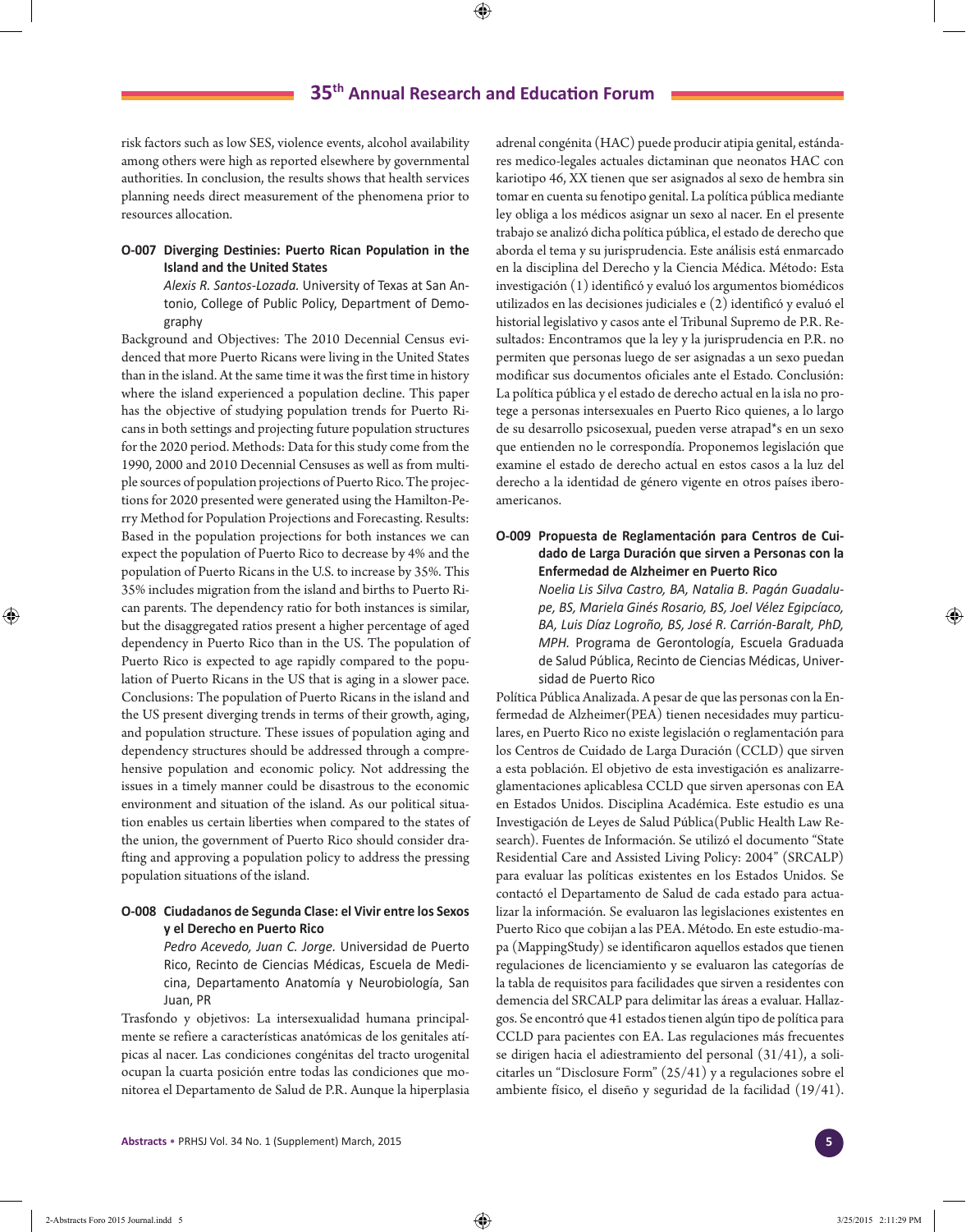risk factors such as low SES, violence events, alcohol availability among others were high as reported elsewhere by governmental authorities. In conclusion, the results shows that health services planning needs direct measurement of the phenomena prior to resources allocation.

### O-007 Diverging Destinies: Puerto Rican Population in the Island and the United States

*Alexis R. Santos-Lozada.* University of Texas at San Antonio, College of Public Policy, Department of Demography

Background and Objectives: The 2010 Decennial Census evidenced that more Puerto Ricans were living in the United States than in the island. At the same time it was the first time in history where the island experienced a population decline. This paper has the objective of studying population trends for Puerto Ricans in both settings and projecting future population structures for the 2020 period. Methods: Data for this study come from the 1990, 2000 and 2010 Decennial Censuses as well as from multiple sources of population projections of Puerto Rico. The projections for 2020 presented were generated using the Hamilton-Perry Method for Population Projections and Forecasting. Results: Based in the population projections for both instances we can expect the population of Puerto Rico to decrease by 4% and the population of Puerto Ricans in the U.S. to increase by 35%. This 35% includes migration from the island and births to Puerto Rican parents. The dependency ratio for both instances is similar, but the disaggregated ratios present a higher percentage of aged dependency in Puerto Rico than in the US. The population of Puerto Rico is expected to age rapidly compared to the population of Puerto Ricans in the US that is aging in a slower pace. Conclusions: The population of Puerto Ricans in the island and the US present diverging trends in terms of their growth, aging, and population structure. These issues of population aging and dependency structures should be addressed through a comprehensive population and economic policy. Not addressing the issues in a timely manner could be disastrous to the economic environment and situation of the island. As our political situation enables us certain liberties when compared to the states of the union, the government of Puerto Rico should consider drafting and approving a population policy to address the pressing population situations of the island.

### O-008 Ciudadanos de Segunda Clase: el Vivir entre los Sexos y el Derecho en Puerto Rico

*Pedro Acevedo, Juan C. Jorge.* Universidad de Puerto Rico, Recinto de Ciencias Médicas, Escuela de Medicina, Departamento Anatomía y Neurobiología, San Juan, PR

Trasfondo y objetivos: La intersexualidad humana principalmente se refiere a características anatómicas de los genitales atípicas al nacer. Las condiciones congénitas del tracto urogenital ocupan la cuarta posición entre todas las condiciones que monitorea el Departamento de Salud de P.R. Aunque la hiperplasia adrenal congénita (HAC) puede producir atipia genital, estándares medico-legales actuales dictaminan que neonatos HAC con kariotipo 46, XX tienen que ser asignados al sexo de hembra sin tomar en cuenta su fenotipo genital. La política pública mediante ley obliga a los médicos asignar un sexo al nacer. En el presente trabajo se analizó dicha política pública, el estado de derecho que aborda el tema y su jurisprudencia. Este análisis está enmarcado en la disciplina del Derecho y la Ciencia Médica. Método: Esta investigación (1) identificó y evaluó los argumentos biomédicos utilizados en las decisiones judiciales e (2) identificó y evaluó el historial legislativo y casos ante el Tribunal Supremo de P.R. Resultados: Encontramos que la ley y la jurisprudencia en P.R. no permiten que personas luego de ser asignadas a un sexo puedan modificar sus documentos oficiales ante el Estado. Conclusión: La política pública y el estado de derecho actual en la isla no protege a personas intersexuales en Puerto Rico quienes, a lo largo de su desarrollo psicosexual, pueden verse atrapad*s en un sexo que entienden no le correspondía. Proponemos legislación que examine el estado de derecho actual en estos casos a la luz del derecho a la identidad de género vigente en otros países iberoamericanos.

### O-009 Propuesta de Reglamentación para Centros de Cuidado de Larga Duración que sirven a Personas con la Enfermedad de Alzheimer en Puerto Rico

*Noelia Lis Silva Castro, BA, Natalia B. Pagán Guadalupe, BS, Mariela Ginés Rosario, BS, Joel Vélez Egipcíaco, BA, Luis Díaz Logroño, BS, José R. Carrión-Baralt, PhD, MPH.* Programa de Gerontología, Escuela Graduada de Salud Pública, Recinto de Ciencias Médicas, Universidad de Puerto Rico

Política Pública Analizada. A pesar de que las personas con la Enfermedad de Alzheimer(PEA) tienen necesidades muy particulares, en Puerto Rico no existe legislación o reglamentación para los Centros de Cuidado de Larga Duración (CCLD) que sirven a esta población. El objetivo de esta investigación es analizarreglamentaciones aplicablesa CCLD que sirven apersonas con EA en Estados Unidos. Disciplina Académica. Este estudio es una Investigación de Leyes de Salud Pública(Public Health Law Research). Fuentes de Información. Se utilizó el documento "State Residential Care and Assisted Living Policy: 2004" (SRCALP) para evaluar las políticas existentes en los Estados Unidos. Se contactó el Departamento de Salud de cada estado para actualizar la información. Se evaluaron las legislaciones existentes en Puerto Rico que cobijan a las PEA. Método. En este estudio-mapa (MappingStudy) se identificaron aquellos estados que tienen regulaciones de licenciamiento y se evaluaron las categorías de la tabla de requisitos para facilidades que sirven a residentes con demencia del SRCALP para delimitar las áreas a evaluar. Hallazgos. Se encontró que 41 estados tienen algún tipo de política para CCLD para pacientes con EA. Las regulaciones más frecuentes se dirigen hacia el adiestramiento del personal (31/41), a solicitarles un "Disclosure Form" (25/41) y a regulaciones sobre el ambiente físico, el diseño y seguridad de la facilidad (19/41).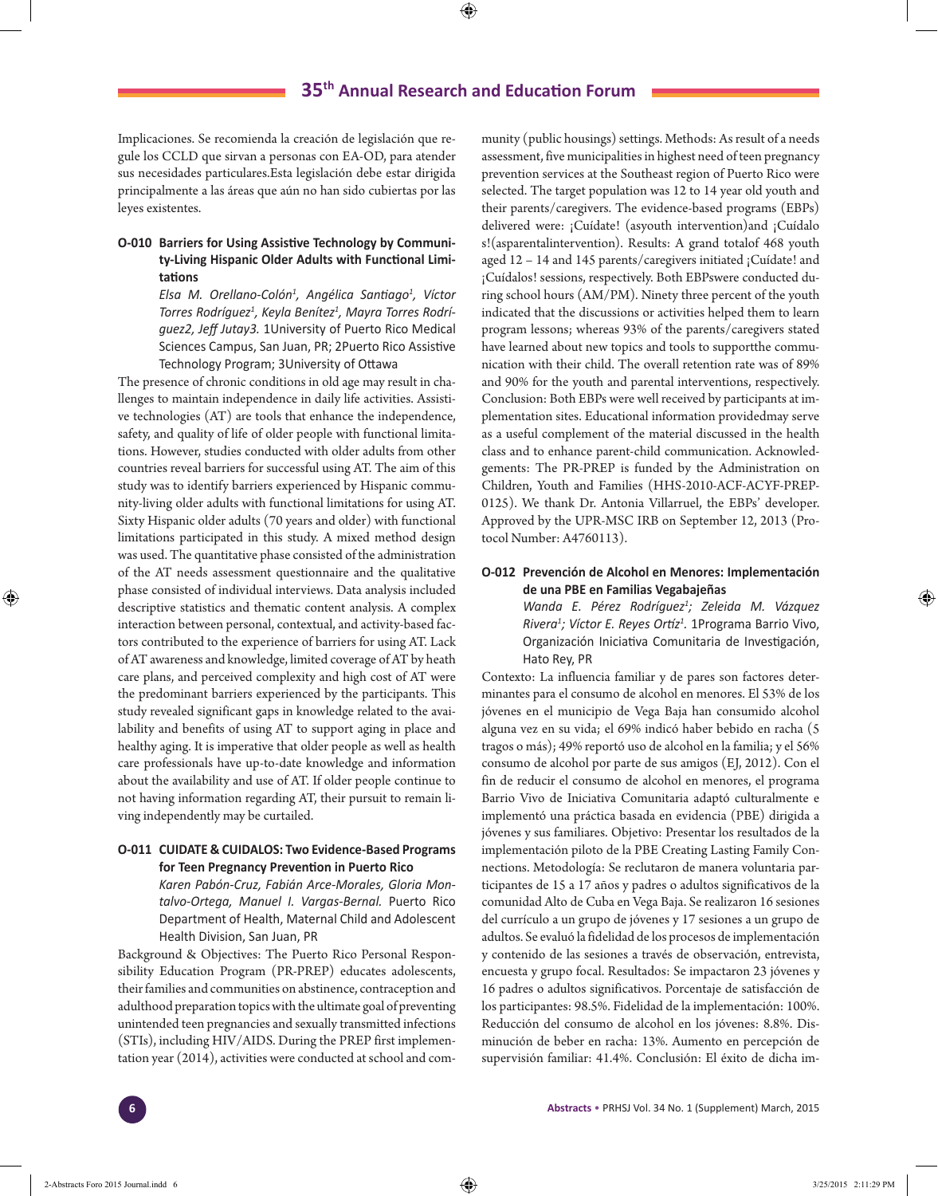Implicaciones. Se recomienda la creación de legislación que regule los CCLD que sirvan a personas con EA-OD, para atender sus necesidades particulares.Esta legislación debe estar dirigida principalmente a las áreas que aún no han sido cubiertas por las leyes existentes.

### O-010 Barriers for Using Assistive Technology by Community-Living Hispanic Older Adults with Functional Limitations

*Elsa M. Orellano-Colón[1], Angélica Santiago[1], Víctor Torres Rodríguez[1], Keyla Benítez[1], Mayra Torres Rodríguez2, Jeff Jutay3.* 1University of Puerto Rico Medical Sciences Campus, San Juan, PR; 2Puerto Rico Assistive Technology Program; 3University of Ottawa

The presence of chronic conditions in old age may result in challenges to maintain independence in daily life activities. Assistive technologies (AT) are tools that enhance the independence, safety, and quality of life of older people with functional limitations. However, studies conducted with older adults from other countries reveal barriers for successful using AT. The aim of this study was to identify barriers experienced by Hispanic community-living older adults with functional limitations for using AT. Sixty Hispanic older adults (70 years and older) with functional limitations participated in this study. A mixed method design was used. The quantitative phase consisted of the administration of the AT needs assessment questionnaire and the qualitative phase consisted of individual interviews. Data analysis included descriptive statistics and thematic content analysis. A complex interaction between personal, contextual, and activity-based factors contributed to the experience of barriers for using AT. Lack of AT awareness and knowledge, limited coverage of AT by heath care plans, and perceived complexity and high cost of AT were the predominant barriers experienced by the participants. This study revealed significant gaps in knowledge related to the availability and benefits of using AT to support aging in place and healthy aging. It is imperative that older people as well as health care professionals have up-to-date knowledge and information about the availability and use of AT. If older people continue to not having information regarding AT, their pursuit to remain living independently may be curtailed.

### O-011 CUIDATE & CUIDALOS: Two Evidence-Based Programs for Teen Pregnancy Prevention in Puerto Rico

*Karen Pabón-Cruz, Fabián Arce-Morales, Gloria Montalvo-Ortega, Manuel I. Vargas-Bernal.* Puerto Rico Department of Health, Maternal Child and Adolescent Health Division, San Juan, PR

Background & Objectives: The Puerto Rico Personal Responsibility Education Program (PR-PREP) educates adolescents, their families and communities on abstinence, contraception and adulthood preparation topics with the ultimate goal of preventing unintended teen pregnancies and sexually transmitted infections (STIs), including HIV/AIDS. During the PREP first implementation year (2014), activities were conducted at school and community (public housings) settings. Methods: As result of a needs assessment, five municipalities in highest need of teen pregnancy prevention services at the Southeast region of Puerto Rico were selected. The target population was 12 to 14 year old youth and their parents/caregivers. The evidence-based programs (EBPs) delivered were: ¡Cuídate! (asyouth intervention)and ¡Cuídalo s!(asparentalintervention). Results: A grand totalof 468 youth aged 12 – 14 and 145 parents/caregivers initiated ¡Cuídate! and ¡Cuídalos! sessions, respectively. Both EBPswere conducted during school hours (AM/PM). Ninety three percent of the youth indicated that the discussions or activities helped them to learn program lessons; whereas 93% of the parents/caregivers stated have learned about new topics and tools to supportthe communication with their child. The overall retention rate was of 89% and 90% for the youth and parental interventions, respectively. Conclusion: Both EBPs were well received by participants at implementation sites. Educational information providedmay serve as a useful complement of the material discussed in the health class and to enhance parent-child communication. Acknowledgements: The PR-PREP is funded by the Administration on Children, Youth and Families (HHS-2010-ACF-ACYF-PREP-0125). We thank Dr. Antonia Villarruel, the EBPs' developer. Approved by the UPR-MSC IRB on September 12, 2013 (Protocol Number: A4760113).

### O-012 Prevención de Alcohol en Menores: Implementación de una PBE en Familias Vegabajeñas

*Wanda E. Pérez Rodríguez[1]; Zeleida M. Vázquez Rivera[1]; Víctor E. Reyes Ortíz[1].* 1Programa Barrio Vivo, Organización Iniciativa Comunitaria de Investigación, Hato Rey, PR

Contexto: La influencia familiar y de pares son factores determinantes para el consumo de alcohol en menores. El 53% de los jóvenes en el municipio de Vega Baja han consumido alcohol alguna vez en su vida; el 69% indicó haber bebido en racha (5 tragos o más); 49% reportó uso de alcohol en la familia; y el 56% consumo de alcohol por parte de sus amigos (EJ, 2012). Con el fin de reducir el consumo de alcohol en menores, el programa Barrio Vivo de Iniciativa Comunitaria adaptó culturalmente e implementó una práctica basada en evidencia (PBE) dirigida a jóvenes y sus familiares. Objetivo: Presentar los resultados de la implementación piloto de la PBE Creating Lasting Family Connections. Metodología: Se reclutaron de manera voluntaria participantes de 15 a 17 años y padres o adultos significativos de la comunidad Alto de Cuba en Vega Baja. Se realizaron 16 sesiones del currículo a un grupo de jóvenes y 17 sesiones a un grupo de adultos. Se evaluó la fidelidad de los procesos de implementación y contenido de las sesiones a través de observación, entrevista, encuesta y grupo focal. Resultados: Se impactaron 23 jóvenes y 16 padres o adultos significativos. Porcentaje de satisfacción de los participantes: 98.5%. Fidelidad de la implementación: 100%. Reducción del consumo de alcohol en los jóvenes: 8.8%. Disminución de beber en racha: 13%. Aumento en percepción de supervisión familiar: 41.4%. Conclusión: El éxito de dicha im-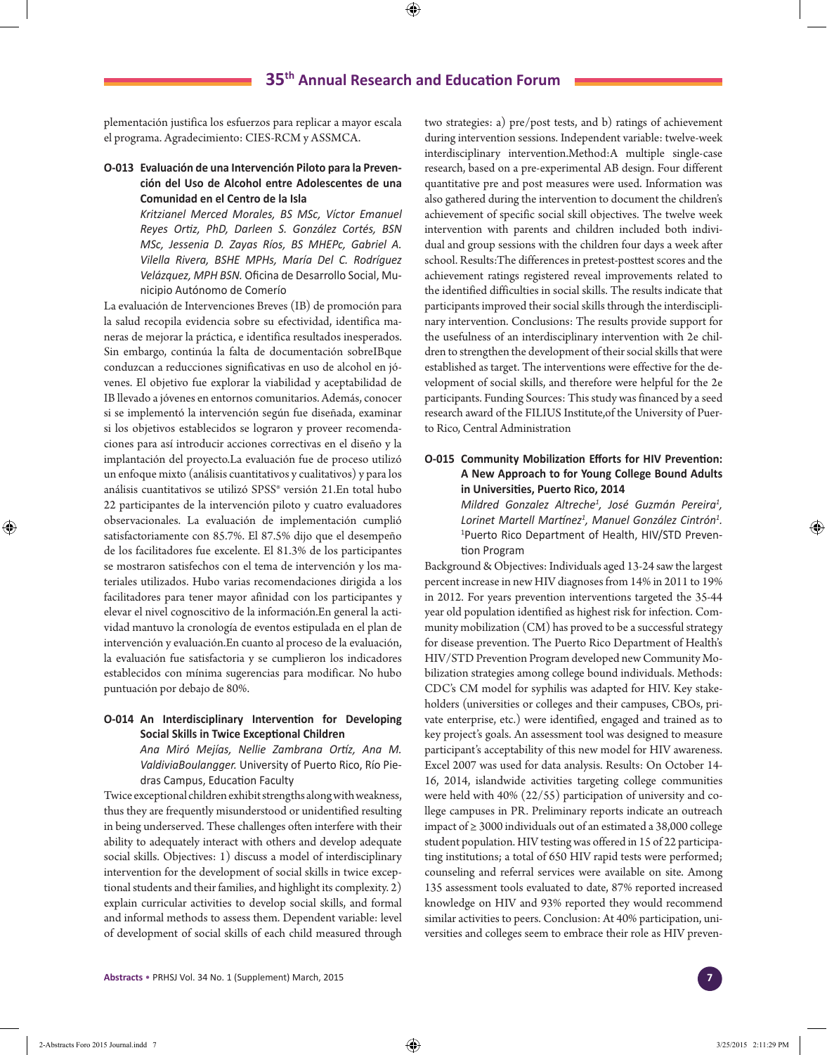plementación justifica los esfuerzos para replicar a mayor escala el programa. Agradecimiento: CIES-RCM y ASSMCA.

### O-013 Evaluación de una Intervención Piloto para la Prevención del Uso de Alcohol entre Adolescentes de una Comunidad en el Centro de la Isla

*Kritzianel Merced Morales, BS MSc, Víctor Emanuel Reyes Ortiz, PhD, Darleen S. González Cortés, BSN MSc, Jessenia D. Zayas Ríos, BS MHEPc, Gabriel A. Vilella Rivera, BSHE MPHs, María Del C. Rodríguez Velázquez, MPH BSN.* Oficina de Desarrollo Social, Municipio Autónomo de Comerío

La evaluación de Intervenciones Breves (IB) de promoción para la salud recopila evidencia sobre su efectividad, identifica maneras de mejorar la práctica, e identifica resultados inesperados. Sin embargo, continúa la falta de documentación sobreIBque conduzcan a reducciones significativas en uso de alcohol en jóvenes. El objetivo fue explorar la viabilidad y aceptabilidad de IB llevado a jóvenes en entornos comunitarios. Además, conocer si se implementó la intervención según fue diseñada, examinar si los objetivos establecidos se lograron y proveer recomendaciones para así introducir acciones correctivas en el diseño y la implantación del proyecto.La evaluación de proceso utilizó un enfoque mixto (análisis cuantitativos y cualitativos) y para los análisis cuantitativos se utilizó SPSS® versión 21.En total hubo 22 participantes de la intervención piloto y cuatro evaluadores observacionales. La evaluación de implementación cumplió satisfactoriamente con 85.7%. El 87.5% dijo que el desempeño de los facilitadores fue excelente. El 81.3% de los participantes se mostraron satisfechos con el tema de intervención y los materiales utilizados. Hubo varias recomendaciones dirigida a los facilitadores para tener mayor afinidad con los participantes y elevar el nivel cognoscitivo de la información.En general la actividad mantuvo la cronología de eventos estipulada en el plan de intervención y evaluación.En cuanto al proceso de la evaluación, la evaluación fue satisfactoria y se cumplieron los indicadores establecidos con mínima sugerencias para modificar. No hubo puntuación por debajo de 80%.

### O-014 An Interdisciplinary Intervention for Developing Social Skills in Twice Exceptional Children

*Ana Miró Mejías, Nellie Zambrana Ortíz, Ana M. ValdiviaBoulangger.* University of Puerto Rico, Río Piedras Campus, Education Faculty

Twice exceptional children exhibit strengths along with weakness, thus they are frequently misunderstood or unidentified resulting in being underserved. These challenges often interfere with their ability to adequately interact with others and develop adequate social skills. Objectives: 1) discuss a model of interdisciplinary intervention for the development of social skills in twice exceptional students and their families, and highlight its complexity. 2) explain curricular activities to develop social skills, and formal and informal methods to assess them. Dependent variable: level of development of social skills of each child measured through two strategies: a) pre/post tests, and b) ratings of achievement during intervention sessions. Independent variable: twelve-week interdisciplinary intervention.Method:A multiple single-case research, based on a pre-experimental AB design. Four different quantitative pre and post measures were used. Information was also gathered during the intervention to document the children's achievement of specific social skill objectives. The twelve week intervention with parents and children included both individual and group sessions with the children four days a week after school. Results:The differences in pretest-posttest scores and the achievement ratings registered reveal improvements related to the identified difficulties in social skills. The results indicate that participants improved their social skills through the interdisciplinary intervention. Conclusions: The results provide support for the usefulness of an interdisciplinary intervention with 2e children to strengthen the development of their social skills that were established as target. The interventions were effective for the development of social skills, and therefore were helpful for the 2e participants. Funding Sources: This study was financed by a seed research award of the FILIUS Institute,of the University of Puerto Rico, Central Administration

### O-015 Community Mobilization Efforts for HIV Prevention: A New Approach to for Young College Bound Adults in Universities, Puerto Rico, 2014

*Mildred Gonzalez Altreche[1], José Guzmán Pereira[1], Lorinet Martell Martínez[1], Manuel González Cintrón[1].* [1]Puerto Rico Department of Health, HIV/STD Prevention Program

Background & Objectives: Individuals aged 13-24 saw the largest percent increase in new HIV diagnoses from 14% in 2011 to 19% in 2012. For years prevention interventions targeted the 35-44 year old population identified as highest risk for infection. Community mobilization (CM) has proved to be a successful strategy for disease prevention. The Puerto Rico Department of Health's HIV/STD Prevention Program developed new Community Mobilization strategies among college bound individuals. Methods: CDC's CM model for syphilis was adapted for HIV. Key stakeholders (universities or colleges and their campuses, CBOs, private enterprise, etc.) were identified, engaged and trained as to key project's goals. An assessment tool was designed to measure participant's acceptability of this new model for HIV awareness. Excel 2007 was used for data analysis. Results: On October 14-16, 2014, islandwide activities targeting college communities were held with 40% (22/55) participation of university and college campuses in PR. Preliminary reports indicate an outreach impact of ≥ 3000 individuals out of an estimated a 38,000 college student population. HIV testing was offered in 15 of 22 participating institutions; a total of 650 HIV rapid tests were performed; counseling and referral services were available on site. Among 135 assessment tools evaluated to date, 87% reported increased knowledge on HIV and 93% reported they would recommend similar activities to peers. Conclusion: At 40% participation, universities and colleges seem to embrace their role as HIV preven-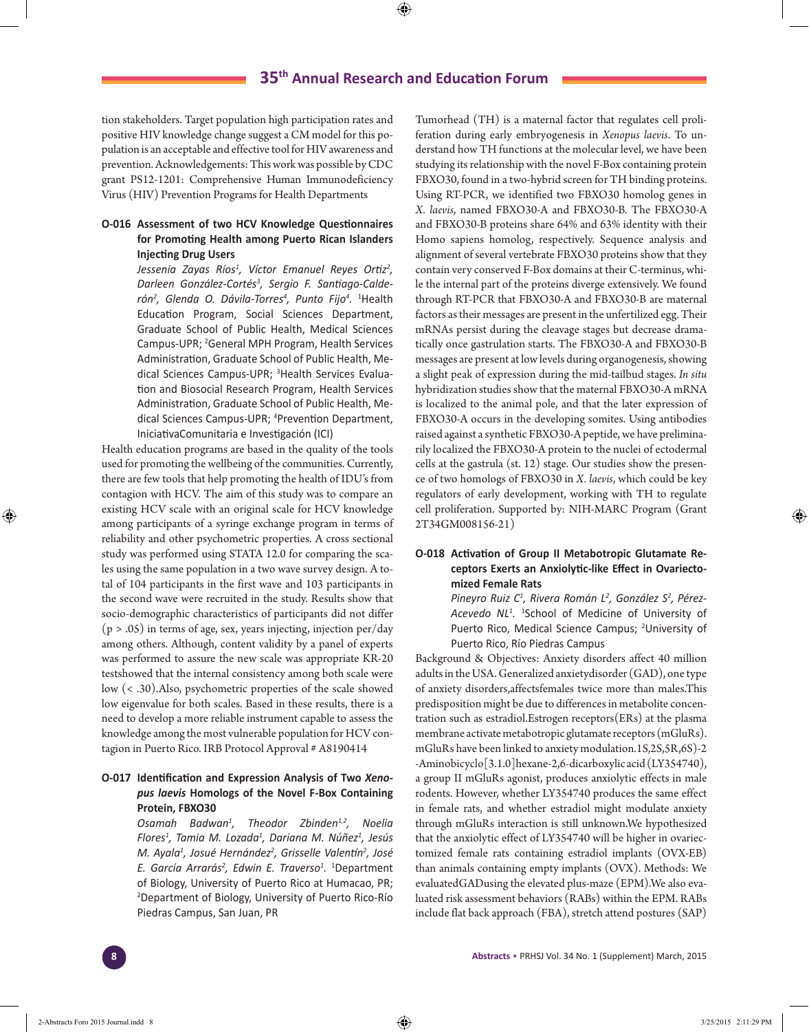tion stakeholders. Target population high participation rates and positive HIV knowledge change suggest a CM model for this population is an acceptable and effective tool for HIV awareness and prevention. Acknowledgements: This work was possible by CDC grant PS12-1201: Comprehensive Human Immunodeficiency Virus (HIV) Prevention Programs for Health Departments

### O-016 Assessment of two HCV Knowledge Questionnaires for Promoting Health among Puerto Rican Islanders Injecting Drug Users

*Jessenia Zayas Ríos[1], Víctor Emanuel Reyes Ortiz[2], Darleen González-Cortés[3], Sergio F. Santiago-Calderón[2], Glenda O. Dávila-Torres[4], Punto Fijo[4].* [1]Health Education Program, Social Sciences Department, Graduate School of Public Health, Medical Sciences Campus-UPR; [2]General MPH Program, Health Services Administration, Graduate School of Public Health, Medical Sciences Campus-UPR; [3]Health Services Evaluation and Biosocial Research Program, Health Services Administration, Graduate School of Public Health, Medical Sciences Campus-UPR; [4]Prevention Department, IniciativaComunitaria e Investigación (ICI)

Health education programs are based in the quality of the tools used for promoting the wellbeing of the communities. Currently, there are few tools that help promoting the health of IDU's from contagion with HCV. The aim of this study was to compare an existing HCV scale with an original scale for HCV knowledge among participants of a syringe exchange program in terms of reliability and other psychometric properties. A cross sectional study was performed using STATA 12.0 for comparing the scales using the same population in a two wave survey design. A total of 104 participants in the first wave and 103 participants in the second wave were recruited in the study. Results show that socio-demographic characteristics of participants did not differ ($p > .05$) in terms of age, sex, years injecting, injection per/day among others. Although, content validity by a panel of experts was performed to assure the new scale was appropriate KR-20 testshowed that the internal consistency among both scale were low ($< .30$).Also, psychometric properties of the scale showed low eigenvalue for both scales. Based in these results, there is a need to develop a more reliable instrument capable to assess the knowledge among the most vulnerable population for HCV contagion in Puerto Rico. IRB Protocol Approval # A8190414

### O-017 Identification and Expression Analysis of Two *Xenopus laevis* Homologs of the Novel F-Box Containing Protein, FBXO30

*Osamah Badwan[1], Theodor Zbinden[1,2], Noelia Flores[1], Tamia M. Lozada[1], Dariana M. Núñez[1], Jesús M. Ayala[1], Josué Hernández[2], Grisselle Valentín[2], José E. García Arrarás[2], Edwin E. Traverso[1].* [1]Department of Biology, University of Puerto Rico at Humacao, PR; [2]Department of Biology, University of Puerto Rico-Río Piedras Campus, San Juan, PR

Tumorhead (TH) is a maternal factor that regulates cell proliferation during early embryogenesis in *Xenopus laevis*. To understand how TH functions at the molecular level, we have been studying its relationship with the novel F-Box containing protein FBXO30, found in a two-hybrid screen for TH binding proteins. Using RT-PCR, we identified two FBXO30 homolog genes in *X. laevis*, named FBXO30-A and FBXO30-B. The FBXO30-A and FBXO30-B proteins share 64% and 63% identity with their Homo sapiens homolog, respectively. Sequence analysis and alignment of several vertebrate FBXO30 proteins show that they contain very conserved F-Box domains at their C-terminus, while the internal part of the proteins diverge extensively. We found through RT-PCR that FBXO30-A and FBXO30-B are maternal factors as their messages are present in the unfertilized egg. Their mRNAs persist during the cleavage stages but decrease dramatically once gastrulation starts. The FBXO30-A and FBXO30-B messages are present at low levels during organogenesis, showing a slight peak of expression during the mid-tailbud stages. *In situ* hybridization studies show that the maternal FBXO30-A mRNA is localized to the animal pole, and that the later expression of FBXO30-A occurs in the developing somites. Using antibodies raised against a synthetic FBXO30-A peptide, we have preliminarily localized the FBXO30-A protein to the nuclei of ectodermal cells at the gastrula (st. 12) stage. Our studies show the presence of two homologs of FBXO30 in *X. laevis*, which could be key regulators of early development, working with TH to regulate cell proliferation. Supported by: NIH-MARC Program (Grant 2T34GM008156-21)

### O-018 Activation of Group II Metabotropic Glutamate Receptors Exerts an Anxiolytic-like Effect in Ovariectomized Female Rats

*Pineyro Ruiz C[1], Rivera Román L[2], González S[2], Pérez-Acevedo NL[1].* [1]School of Medicine of University of Puerto Rico, Medical Science Campus; [2]University of Puerto Rico, Río Piedras Campus

Background & Objectives: Anxiety disorders affect 40 million adults in the USA. Generalized anxietydisorder (GAD), one type of anxiety disorders,affectsfemales twice more than males.This predisposition might be due to differences in metabolite concentration such as estradiol.Estrogen receptors(ERs) at the plasma membrane activate metabotropic glutamate receptors (mGluRs). mGluRs have been linked to anxiety modulation.1S,2S,5R,6S)-2-Aminobicyclo[3.1.0]hexane-2,6-dicarboxylic acid (LY354740), a group II mGluRs agonist, produces anxiolytic effects in male rodents. However, whether LY354740 produces the same effect in female rats, and whether estradiol might modulate anxiety through mGluRs interaction is still unknown.We hypothesized that the anxiolytic effect of LY354740 will be higher in ovariectomized female rats containing estradiol implants (OVX-EB) than animals containing empty implants (OVX). Methods: We evaluatedGADusing the elevated plus-maze (EPM).We also evaluated risk assessment behaviors (RABs) within the EPM. RABs include flat back approach (FBA), stretch attend postures (SAP)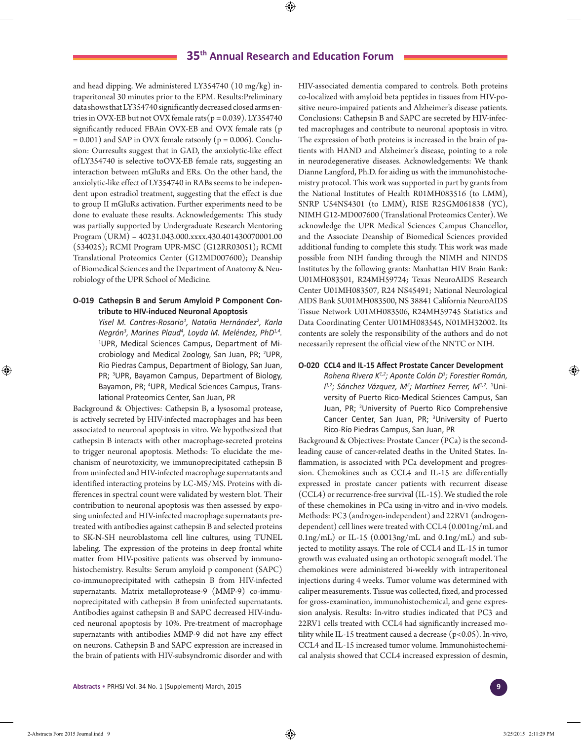and head dipping. We administered LY354740 (10 mg/kg) intraperitoneal 30 minutes prior to the EPM. Results:Preliminary data shows that LY354740 significantly decreased closed arms entries in OVX-EB but not OVX female rats($p = 0.039$). LY354740 significantly reduced FBAin OVX-EB and OVX female rats ($p = 0.001$) and SAP in OVX female ratsonly ($p = 0.006$). Conclusion: Ourresults suggest that in GAD, the anxiolytic-like effect ofLY354740 is selective toOVX-EB female rats, suggesting an interaction between mGluRs and ERs. On the other hand, the anxiolytic-like effect of LY354740 in RABs seems to be independent upon estradiol treatment, suggesting that the effect is due to group II mGluRs activation. Further experiments need to be done to evaluate these results. Acknowledgements: This study was partially supported by Undergraduate Research Mentoring Program (URM) – 40231.043.000.xxxx.430.401430070001.00 (534025); RCMI Program UPR-MSC (G12RR03051); RCMI Translational Proteomics Center (G12MD007600); Deanship of Biomedical Sciences and the Department of Anatomy & Neurobiology of the UPR School of Medicine.

## O-019 Cathepsin B and Serum Amyloid P Component Contribute to HIV-induced Neuronal Apoptosis

*Yisel M. Cantres-Rosario[1], Natalia Hernández[2], Karla Negrón[3], Marines Plaud[4], Loyda M. Meléndez, PhD[1,4].* [1]UPR, Medical Sciences Campus, Department of Microbiology and Medical Zoology, San Juan, PR; [2]UPR, Rio Piedras Campus, Department of Biology, San Juan, PR; [3]UPR, Bayamon Campus, Department of Biology, Bayamon, PR; [4]UPR, Medical Sciences Campus, Translational Proteomics Center, San Juan, PR

Background & Objectives: Cathepsin B, a lysosomal protease, is actively secreted by HIV-infected macrophages and has been associated to neuronal apoptosis in vitro. We hypothesized that cathepsin B interacts with other macrophage-secreted proteins to trigger neuronal apoptosis. Methods: To elucidate the mechanism of neurotoxicity, we immunoprecipitated cathepsin B from uninfected and HIV-infected macrophage supernatants and identified interacting proteins by LC-MS/MS. Proteins with differences in spectral count were validated by western blot. Their contribution to neuronal apoptosis was then assessed by exposing uninfected and HIV-infected macrophage supernatants pretreated with antibodies against cathepsin B and selected proteins to SK-N-SH neuroblastoma cell line cultures, using TUNEL labeling. The expression of the proteins in deep frontal white matter from HIV-positive patients was observed by immunohistochemistry. Results: Serum amyloid p component (SAPC) co-immunoprecipitated with cathepsin B from HIV-infected supernatants. Matrix metalloprotease-9 (MMP-9) co-immunoprecipitated with cathepsin B from uninfected supernatants. Antibodies against cathepsin B and SAPC decreased HIV-induced neuronal apoptosis by 10%. Pre-treatment of macrophage supernatants with antibodies MMP-9 did not have any effect on neurons. Cathepsin B and SAPC expression are increased in the brain of patients with HIV-subsyndromic disorder and with HIV-associated dementia compared to controls. Both proteins co-localized with amyloid beta peptides in tissues from HIV-positive neuro-impaired patients and Alzheimer's disease patients. Conclusions: Cathepsin B and SAPC are secreted by HIV-infected macrophages and contribute to neuronal apoptosis in vitro. The expression of both proteins is increased in the brain of patients with HAND and Alzheimer's disease, pointing to a role in neurodegenerative diseases. Acknowledgements: We thank Dianne Langford, Ph.D. for aiding us with the immunohistochemistry protocol. This work was supported in part by grants from the National Institutes of Health R01MH083516 (to LMM), SNRP U54NS4301 (to LMM), RISE R25GM061838 (YC), NIMH G12-MD007600 (Translational Proteomics Center). We acknowledge the UPR Medical Sciences Campus Chancellor, and the Associate Deanship of Biomedical Sciences provided additional funding to complete this study. This work was made possible from NIH funding through the NIMH and NINDS Institutes by the following grants: Manhattan HIV Brain Bank: U01MH083501, R24MH59724; Texas NeuroAIDS Research Center U01MH083507, R24 NS45491; National Neurological AIDS Bank 5U01MH083500, NS 38841 California NeuroAIDS Tissue Network U01MH083506, R24MH59745 Statistics and Data Coordinating Center U01MH083545, N01MH32002. Its contents are solely the responsibility of the authors and do not necessarily represent the official view of the NNTC or NIH.

## O-020 CCL4 and IL-15 Affect Prostate Cancer Development

*Rohena Rivera K[1,2]; Aponte Colón D[3]; Forestier Román, I[1,2]; Sánchez Vázquez, M[2]; Martínez Ferrer, M[1,2].* [1]University of Puerto Rico-Medical Sciences Campus, San Juan, PR; [2]University of Puerto Rico Comprehensive Cancer Center, San Juan, PR; [3]University of Puerto Rico-Río Piedras Campus, San Juan, PR

Background & Objectives: Prostate Cancer (PCa) is the second-leading cause of cancer-related deaths in the United States. Inflammation, is associated with PCa development and progression. Chemokines such as CCL4 and IL-15 are differentially expressed in prostate cancer patients with recurrent disease (CCL4) or recurrence-free survival (IL-15). We studied the role of these chemokines in PCa using in-vitro and in-vivo models. Methods: PC3 (androgen-independent) and 22RV1 (androgen-dependent) cell lines were treated with CCL4 (0.001ng/mL and 0.1ng/mL) or IL-15 (0.0013ng/mL and 0.1ng/mL) and subjected to motility assays. The role of CCL4 and IL-15 in tumor growth was evaluated using an orthotopic xenograft model. The chemokines were administered bi-weekly with intraperitoneal injections during 4 weeks. Tumor volume was determined with caliper measurements. Tissue was collected, fixed, and processed for gross-examination, immunohistochemical, and gene expression analysis. Results: In-vitro studies indicated that PC3 and 22RV1 cells treated with CCL4 had significantly increased motility while IL-15 treatment caused a decrease ($p<0.05$). In-vivo, CCL4 and IL-15 increased tumor volume. Immunohistochemical analysis showed that CCL4 increased expression of desmin,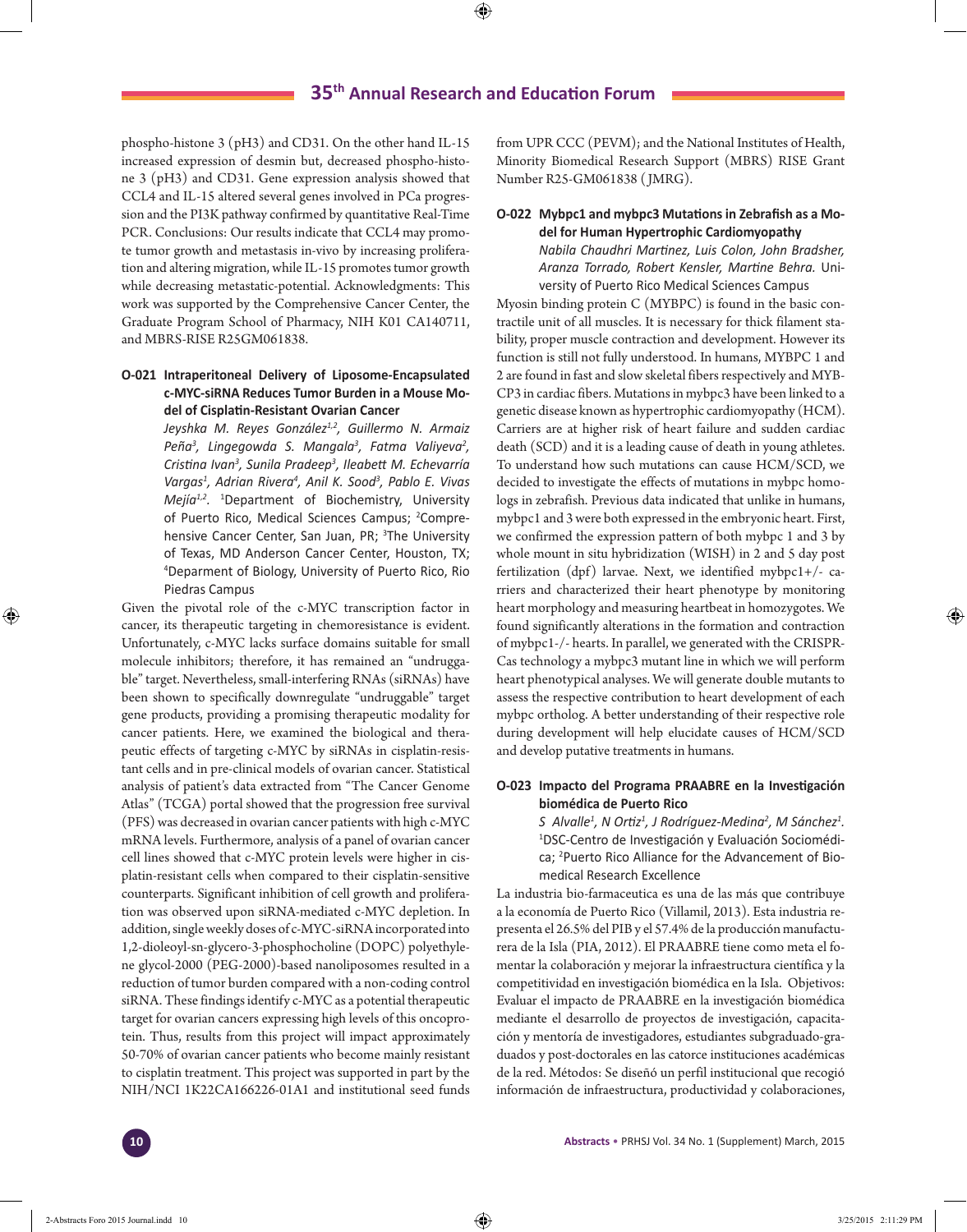phospho-histone 3 (pH3) and CD31. On the other hand IL-15 increased expression of desmin but, decreased phospho-histone 3 (pH3) and CD31. Gene expression analysis showed that CCL4 and IL-15 altered several genes involved in PCa progression and the PI3K pathway confirmed by quantitative Real-Time PCR. Conclusions: Our results indicate that CCL4 may promote tumor growth and metastasis in-vivo by increasing proliferation and altering migration, while IL-15 promotes tumor growth while decreasing metastatic-potential. Acknowledgments: This work was supported by the Comprehensive Cancer Center, the Graduate Program School of Pharmacy, NIH K01 CA140711, and MBRS-RISE R25GM061838.

### O-021 Intraperitoneal Delivery of Liposome-Encapsulated c-MYC-siRNA Reduces Tumor Burden in a Mouse Model of Cisplatin-Resistant Ovarian Cancer

*Jeyshka M. Reyes González[1,2], Guillermo N. Armaiz Peña[3], Lingegowda S. Mangala[3], Fatma Valiyeva[2], Cristina Ivan[3], Sunila Pradeep[3], Ileabett M. Echevarría Vargas[1], Adrian Rivera[4], Anil K. Sood[3], Pablo E. Vivas Mejía[1,2].* [1]Department of Biochemistry, University of Puerto Rico, Medical Sciences Campus; [2]Comprehensive Cancer Center, San Juan, PR; [3]The University of Texas, MD Anderson Cancer Center, Houston, TX; [4]Deparment of Biology, University of Puerto Rico, Rio Piedras Campus

Given the pivotal role of the c-MYC transcription factor in cancer, its therapeutic targeting in chemoresistance is evident. Unfortunately, c-MYC lacks surface domains suitable for small molecule inhibitors; therefore, it has remained an "undruggable" target. Nevertheless, small-interfering RNAs (siRNAs) have been shown to specifically downregulate "undruggable" target gene products, providing a promising therapeutic modality for cancer patients. Here, we examined the biological and therapeutic effects of targeting c-MYC by siRNAs in cisplatin-resistant cells and in pre-clinical models of ovarian cancer. Statistical analysis of patient's data extracted from "The Cancer Genome Atlas" (TCGA) portal showed that the progression free survival (PFS) was decreased in ovarian cancer patients with high c-MYC mRNA levels. Furthermore, analysis of a panel of ovarian cancer cell lines showed that c-MYC protein levels were higher in cisplatin-resistant cells when compared to their cisplatin-sensitive counterparts. Significant inhibition of cell growth and proliferation was observed upon siRNA-mediated c-MYC depletion. In addition, single weekly doses of c-MYC-siRNA incorporated into 1,2-dioleoyl-sn-glycero-3-phosphocholine (DOPC) polyethylene glycol-2000 (PEG-2000)-based nanoliposomes resulted in a reduction of tumor burden compared with a non-coding control siRNA. These findings identify c-MYC as a potential therapeutic target for ovarian cancers expressing high levels of this oncoprotein. Thus, results from this project will impact approximately 50-70% of ovarian cancer patients who become mainly resistant to cisplatin treatment. This project was supported in part by the NIH/NCI 1K22CA166226-01A1 and institutional seed funds from UPR CCC (PEVM); and the National Institutes of Health, Minority Biomedical Research Support (MBRS) RISE Grant Number R25-GM061838 (JMRG).

### O-022 Mybpc1 and mybpc3 Mutations in Zebrafish as a Model for Human Hypertrophic Cardiomyopathy

*Nabila Chaudhri Martinez, Luis Colon, John Bradsher, Aranza Torrado, Robert Kensler, Martine Behra.* University of Puerto Rico Medical Sciences Campus

Myosin binding protein C (MYBPC) is found in the basic contractile unit of all muscles. It is necessary for thick filament stability, proper muscle contraction and development. However its function is still not fully understood. In humans, MYBPC 1 and 2 are found in fast and slow skeletal fibers respectively and MYBCP3 in cardiac fibers. Mutations in mybpc3 have been linked to a genetic disease known as hypertrophic cardiomyopathy (HCM). Carriers are at higher risk of heart failure and sudden cardiac death (SCD) and it is a leading cause of death in young athletes. To understand how such mutations can cause HCM/SCD, we decided to investigate the effects of mutations in mybpc homologs in zebrafish. Previous data indicated that unlike in humans, mybpc1 and 3 were both expressed in the embryonic heart. First, we confirmed the expression pattern of both mybpc 1 and 3 by whole mount in situ hybridization (WISH) in 2 and 5 day post fertilization (dpf) larvae. Next, we identified mybpc1+/- carriers and characterized their heart phenotype by monitoring heart morphology and measuring heartbeat in homozygotes. We found significantly alterations in the formation and contraction of mybpc1-/- hearts. In parallel, we generated with the CRISPR-Cas technology a mybpc3 mutant line in which we will perform heart phenotypical analyses. We will generate double mutants to assess the respective contribution to heart development of each mybpc ortholog. A better understanding of their respective role during development will help elucidate causes of HCM/SCD and develop putative treatments in humans.

### O-023 Impacto del Programa PRAABRE en la Investigación biomédica de Puerto Rico

*S Alvalle[1], N Ortiz[1], J Rodríguez-Medina[2], M Sánchez[1].* [1]DSC-Centro de Investigación y Evaluación Sociomédica; [2]Puerto Rico Alliance for the Advancement of Biomedical Research Excellence

La industria bio-farmaceutica es una de las más que contribuye a la economía de Puerto Rico (Villamil, 2013). Esta industria representa el 26.5% del PIB y el 57.4% de la producción manufacturera de la Isla (PIA, 2012). El PRAABRE tiene como meta el fomentar la colaboración y mejorar la infraestructura científica y la competitividad en investigación biomédica en la Isla. Objetivos: Evaluar el impacto de PRAABRE en la investigación biomédica mediante el desarrollo de proyectos de investigación, capacitación y mentoría de investigadores, estudiantes subgraduado-graduados y post-doctorales en las catorce instituciones académicas de la red. Métodos: Se diseñó un perfil institucional que recogió información de infraestructura, productividad y colaboraciones,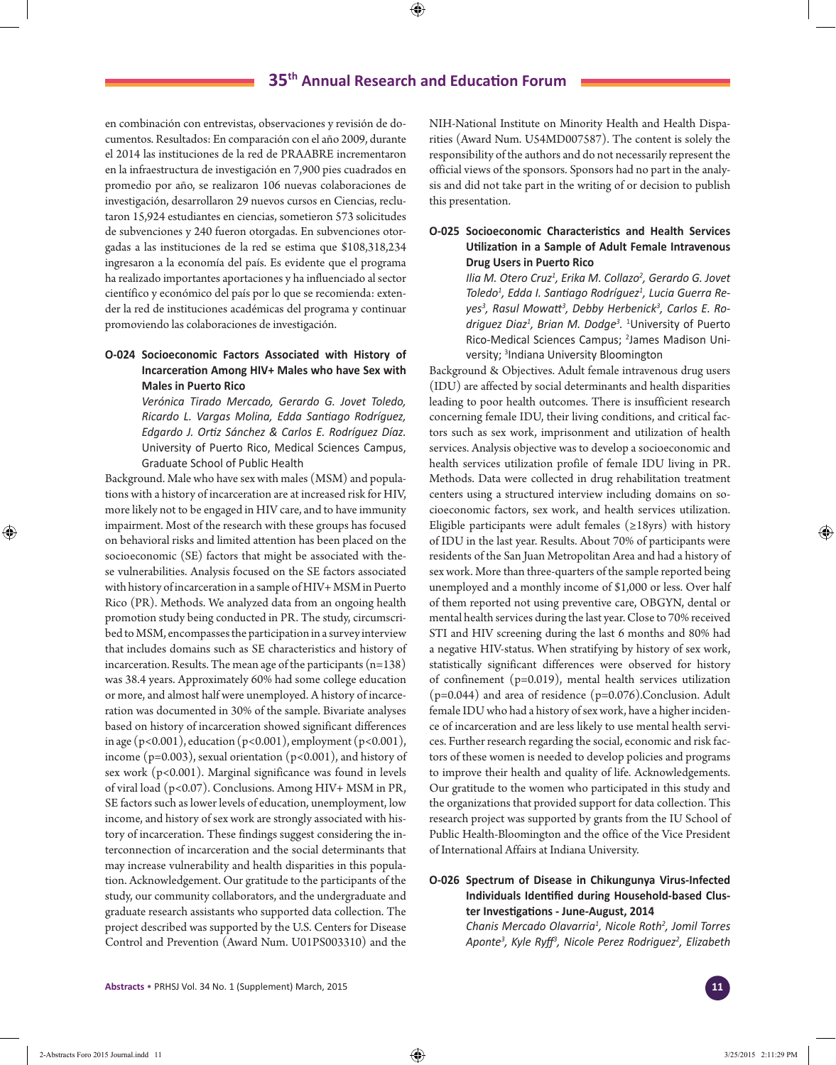en combinación con entrevistas, observaciones y revisión de documentos. Resultados: En comparación con el año 2009, durante el 2014 las instituciones de la red de PRAABRE incrementaron en la infraestructura de investigación en 7,900 pies cuadrados en promedio por año, se realizaron 106 nuevas colaboraciones de investigación, desarrollaron 29 nuevos cursos en Ciencias, reclutaron 15,924 estudiantes en ciencias, sometieron 573 solicitudes de subvenciones y 240 fueron otorgadas. En subvenciones otorgadas a las instituciones de la red se estima que $108,318,234 ingresaron a la economía del país. Es evidente que el programa ha realizado importantes aportaciones y ha influenciado al sector científico y económico del país por lo que se recomienda: extender la red de instituciones académicas del programa y continuar promoviendo las colaboraciones de investigación.

### O-024 Socioeconomic Factors Associated with History of Incarceration Among HIV+ Males who have Sex with Males in Puerto Rico

*Verónica Tirado Mercado, Gerardo G. Jovet Toledo, Ricardo L. Vargas Molina, Edda Santiago Rodríguez, Edgardo J. Ortiz Sánchez & Carlos E. Rodríguez Díaz.* University of Puerto Rico, Medical Sciences Campus, Graduate School of Public Health

Background. Male who have sex with males (MSM) and populations with a history of incarceration are at increased risk for HIV, more likely not to be engaged in HIV care, and to have immunity impairment. Most of the research with these groups has focused on behavioral risks and limited attention has been placed on the socioeconomic (SE) factors that might be associated with these vulnerabilities. Analysis focused on the SE factors associated with history of incarceration in a sample of HIV+ MSM in Puerto Rico (PR). Methods. We analyzed data from an ongoing health promotion study being conducted in PR. The study, circumscribed to MSM, encompasses the participation in a survey interview that includes domains such as SE characteristics and history of incarceration. Results. The mean age of the participants (n=138) was 38.4 years. Approximately 60% had some college education or more, and almost half were unemployed. A history of incarceration was documented in 30% of the sample. Bivariate analyses based on history of incarceration showed significant differences in age ($p<0.001$), education ($p<0.001$), employment ($p<0.001$), income ($p=0.003$), sexual orientation ($p<0.001$), and history of sex work ($p<0.001$). Marginal significance was found in levels of viral load ($p<0.07$). Conclusions. Among HIV+ MSM in PR, SE factors such as lower levels of education, unemployment, low income, and history of sex work are strongly associated with history of incarceration. These findings suggest considering the interconnection of incarceration and the social determinants that may increase vulnerability and health disparities in this population. Acknowledgement. Our gratitude to the participants of the study, our community collaborators, and the undergraduate and graduate research assistants who supported data collection. The project described was supported by the U.S. Centers for Disease Control and Prevention (Award Num. U01PS003310) and the NIH-National Institute on Minority Health and Health Disparities (Award Num. U54MD007587). The content is solely the responsibility of the authors and do not necessarily represent the official views of the sponsors. Sponsors had no part in the analysis and did not take part in the writing of or decision to publish this presentation.

### O-025 Socioeconomic Characteristics and Health Services Utilization in a Sample of Adult Female Intravenous Drug Users in Puerto Rico

*Ilia M. Otero Cruz[1], Erika M. Collazo[2], Gerardo G. Jovet Toledo[1], Edda I. Santiago Rodríguez[1], Lucia Guerra Reyes[3], Rasul Mowatt[3], Debby Herbenick[3], Carlos E. Rodriguez Diaz[1], Brian M. Dodge[3].* [1]University of Puerto Rico-Medical Sciences Campus; [2]James Madison University; [3]Indiana University Bloomington

Background & Objectives. Adult female intravenous drug users (IDU) are affected by social determinants and health disparities leading to poor health outcomes. There is insufficient research concerning female IDU, their living conditions, and critical factors such as sex work, imprisonment and utilization of health services. Analysis objective was to develop a socioeconomic and health services utilization profile of female IDU living in PR. Methods. Data were collected in drug rehabilitation treatment centers using a structured interview including domains on socioeconomic factors, sex work, and health services utilization. Eligible participants were adult females (≥18yrs) with history of IDU in the last year. Results. About 70% of participants were residents of the San Juan Metropolitan Area and had a history of sex work. More than three-quarters of the sample reported being unemployed and a monthly income of $1,000 or less. Over half of them reported not using preventive care, OBGYN, dental or mental health services during the last year. Close to 70% received STI and HIV screening during the last 6 months and 80% had a negative HIV-status. When stratifying by history of sex work, statistically significant differences were observed for history of confinement ($p=0.019$), mental health services utilization ($p=0.044$) and area of residence ($p=0.076$).Conclusion. Adult female IDU who had a history of sex work, have a higher incidence of incarceration and are less likely to use mental health services. Further research regarding the social, economic and risk factors of these women is needed to develop policies and programs to improve their health and quality of life. Acknowledgements. Our gratitude to the women who participated in this study and the organizations that provided support for data collection. This research project was supported by grants from the IU School of Public Health-Bloomington and the office of the Vice President of International Affairs at Indiana University.

### O-026 Spectrum of Disease in Chikungunya Virus-Infected Individuals Identified during Household-based Cluster Investigations - June-August, 2014

*Chanis Mercado Olavarria[1], Nicole Roth[2], Jomil Torres Aponte[3], Kyle Ryff[3], Nicole Perez Rodriguez[2], Elizabeth*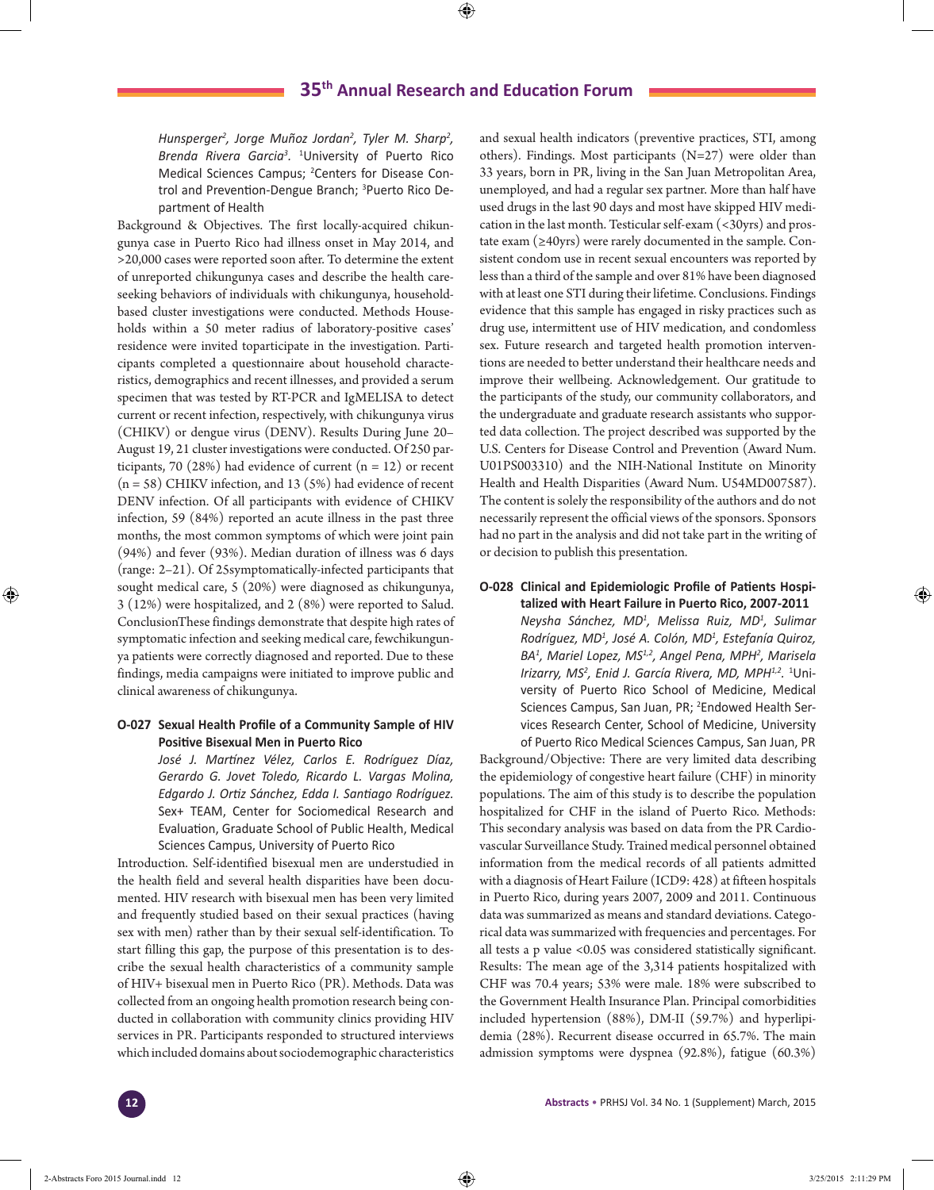*Hunsperger[2], Jorge Muñoz Jordan[2], Tyler M. Sharp[2], Brenda Rivera Garcia[3].* [1]University of Puerto Rico Medical Sciences Campus; [2]Centers for Disease Control and Prevention-Dengue Branch; [3]Puerto Rico Department of Health

Background & Objectives. The first locally-acquired chikungunya case in Puerto Rico had illness onset in May 2014, and >20,000 cases were reported soon after. To determine the extent of unreported chikungunya cases and describe the health care-seeking behaviors of individuals with chikungunya, household-based cluster investigations were conducted. Methods Households within a 50 meter radius of laboratory-positive cases' residence were invited toparticipate in the investigation. Participants completed a questionnaire about household characteristics, demographics and recent illnesses, and provided a serum specimen that was tested by RT-PCR and IgMELISA to detect current or recent infection, respectively, with chikungunya virus (CHIKV) or dengue virus (DENV). Results During June 20–August 19, 21 cluster investigations were conducted. Of 250 participants, 70 (28%) had evidence of current (n = 12) or recent (n = 58) CHIKV infection, and 13 (5%) had evidence of recent DENV infection. Of all participants with evidence of CHIKV infection, 59 (84%) reported an acute illness in the past three months, the most common symptoms of which were joint pain (94%) and fever (93%). Median duration of illness was 6 days (range: 2–21). Of 25symptomatically-infected participants that sought medical care, 5 (20%) were diagnosed as chikungunya, 3 (12%) were hospitalized, and 2 (8%) were reported to Salud. ConclusionThese findings demonstrate that despite high rates of symptomatic infection and seeking medical care, fewchikungunya patients were correctly diagnosed and reported. Due to these findings, media campaigns were initiated to improve public and clinical awareness of chikungunya.

**O-027 Sexual Health Profile of a Community Sample of HIV Positive Bisexual Men in Puerto Rico**

*José J. Martínez Vélez, Carlos E. Rodríguez Díaz, Gerardo G. Jovet Toledo, Ricardo L. Vargas Molina, Edgardo J. Ortiz Sánchez, Edda I. Santiago Rodríguez.* Sex+ TEAM, Center for Sociomedical Research and Evaluation, Graduate School of Public Health, Medical Sciences Campus, University of Puerto Rico

Introduction. Self-identified bisexual men are understudied in the health field and several health disparities have been documented. HIV research with bisexual men has been very limited and frequently studied based on their sexual practices (having sex with men) rather than by their sexual self-identification. To start filling this gap, the purpose of this presentation is to describe the sexual health characteristics of a community sample of HIV+ bisexual men in Puerto Rico (PR). Methods. Data was collected from an ongoing health promotion research being conducted in collaboration with community clinics providing HIV services in PR. Participants responded to structured interviews which included domains about sociodemographic characteristics and sexual health indicators (preventive practices, STI, among others). Findings. Most participants (N=27) were older than 33 years, born in PR, living in the San Juan Metropolitan Area, unemployed, and had a regular sex partner. More than half have used drugs in the last 90 days and most have skipped HIV medication in the last month. Testicular self-exam (<30yrs) and prostate exam (≥40yrs) were rarely documented in the sample. Consistent condom use in recent sexual encounters was reported by less than a third of the sample and over 81% have been diagnosed with at least one STI during their lifetime. Conclusions. Findings evidence that this sample has engaged in risky practices such as drug use, intermittent use of HIV medication, and condomless sex. Future research and targeted health promotion interventions are needed to better understand their healthcare needs and improve their wellbeing. Acknowledgement. Our gratitude to the participants of the study, our community collaborators, and the undergraduate and graduate research assistants who supported data collection. The project described was supported by the U.S. Centers for Disease Control and Prevention (Award Num. U01PS003310) and the NIH-National Institute on Minority Health and Health Disparities (Award Num. U54MD007587). The content is solely the responsibility of the authors and do not necessarily represent the official views of the sponsors. Sponsors had no part in the analysis and did not take part in the writing of or decision to publish this presentation.

**O-028 Clinical and Epidemiologic Profile of Patients Hospitalized with Heart Failure in Puerto Rico, 2007-2011**

*Neysha Sánchez, MD[1], Melissa Ruiz, MD[1], Sulimar Rodríguez, MD[1], José A. Colón, MD[1], Estefanía Quiroz, BA[1], Mariel Lopez, MS[1,2], Angel Pena, MPH[2], Marisela Irizarry, MS[2], Enid J. García Rivera, MD, MPH[1,2].* [1]University of Puerto Rico School of Medicine, Medical Sciences Campus, San Juan, PR; [2]Endowed Health Services Research Center, School of Medicine, University of Puerto Rico Medical Sciences Campus, San Juan, PR

Background/Objective: There are very limited data describing the epidemiology of congestive heart failure (CHF) in minority populations. The aim of this study is to describe the population hospitalized for CHF in the island of Puerto Rico. Methods: This secondary analysis was based on data from the PR Cardiovascular Surveillance Study. Trained medical personnel obtained information from the medical records of all patients admitted with a diagnosis of Heart Failure (ICD9: 428) at fifteen hospitals in Puerto Rico, during years 2007, 2009 and 2011. Continuous data was summarized as means and standard deviations. Categorical data was summarized with frequencies and percentages. For all tests a p value <0.05 was considered statistically significant. Results: The mean age of the 3,314 patients hospitalized with CHF was 70.4 years; 53% were male. 18% were subscribed to the Government Health Insurance Plan. Principal comorbidities included hypertension (88%), DM-II (59.7%) and hyperlipidemia (28%). Recurrent disease occurred in 65.7%. The main admission symptoms were dyspnea (92.8%), fatigue (60.3%)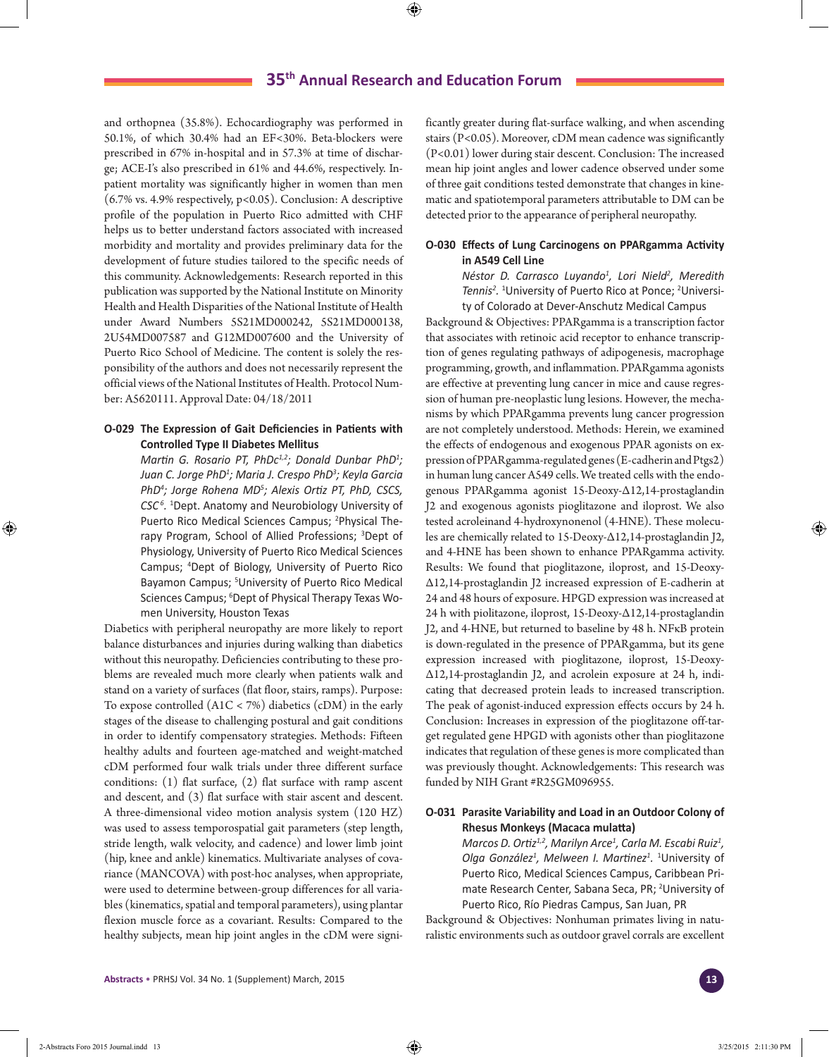and orthopnea (35.8%). Echocardiography was performed in 50.1%, of which 30.4% had an EF<30%. Beta-blockers were prescribed in 67% in-hospital and in 57.3% at time of discharge; ACE-I's also prescribed in 61% and 44.6%, respectively. In-patient mortality was significantly higher in women than men (6.7% vs. 4.9% respectively, $p<0.05$). Conclusion: A descriptive profile of the population in Puerto Rico admitted with CHF helps us to better understand factors associated with increased morbidity and mortality and provides preliminary data for the development of future studies tailored to the specific needs of this community. Acknowledgements: Research reported in this publication was supported by the National Institute on Minority Health and Health Disparities of the National Institute of Health under Award Numbers 5S21MD000242, 5S21MD000138, 2U54MD007587 and G12MD007600 and the University of Puerto Rico School of Medicine. The content is solely the responsibility of the authors and does not necessarily represent the official views of the National Institutes of Health. Protocol Number: A5620111. Approval Date: 04/18/2011

### O-029 The Expression of Gait Deficiencies in Patients with Controlled Type II Diabetes Mellitus

*Martin G. Rosario PT, PhDc[1,2]; Donald Dunbar PhD[1]; Juan C. Jorge PhD[1]; Maria J. Crespo PhD[3]; Keyla Garcia PhD[4]; Jorge Rohena MD[5]; Alexis Ortiz PT, PhD, CSCS, CSC[6].* [1]Dept. Anatomy and Neurobiology University of Puerto Rico Medical Sciences Campus; [2]Physical Therapy Program, School of Allied Professions; [3]Dept of Physiology, University of Puerto Rico Medical Sciences Campus; [4]Dept of Biology, University of Puerto Rico Bayamon Campus; [5]University of Puerto Rico Medical Sciences Campus; [6]Dept of Physical Therapy Texas Women University, Houston Texas

Diabetics with peripheral neuropathy are more likely to report balance disturbances and injuries during walking than diabetics without this neuropathy. Deficiencies contributing to these problems are revealed much more clearly when patients walk and stand on a variety of surfaces (flat floor, stairs, ramps). Purpose: To expose controlled (A1C < 7%) diabetics (cDM) in the early stages of the disease to challenging postural and gait conditions in order to identify compensatory strategies. Methods: Fifteen healthy adults and fourteen age-matched and weight-matched cDM performed four walk trials under three different surface conditions: (1) flat surface, (2) flat surface with ramp ascent and descent, and (3) flat surface with stair ascent and descent. A three-dimensional video motion analysis system (120 HZ) was used to assess temporospatial gait parameters (step length, stride length, walk velocity, and cadence) and lower limb joint (hip, knee and ankle) kinematics. Multivariate analyses of covariance (MANCOVA) with post-hoc analyses, when appropriate, were used to determine between-group differences for all variables (kinematics, spatial and temporal parameters), using plantar flexion muscle force as a covariant. Results: Compared to the healthy subjects, mean hip joint angles in the cDM were significantly greater during flat-surface walking, and when ascending stairs ($P<0.05$). Moreover, cDM mean cadence was significantly ($P<0.01$) lower during stair descent. Conclusion: The increased mean hip joint angles and lower cadence observed under some of three gait conditions tested demonstrate that changes in kinematic and spatiotemporal parameters attributable to DM can be detected prior to the appearance of peripheral neuropathy.

### O-030 Effects of Lung Carcinogens on PPARgamma Activity in A549 Cell Line

*Néstor D. Carrasco Luyando[1], Lori Nield[2], Meredith Tennis[2].* [1]University of Puerto Rico at Ponce; [2]University of Colorado at Dever-Anschutz Medical Campus

Background & Objectives: PPARgamma is a transcription factor that associates with retinoic acid receptor to enhance transcription of genes regulating pathways of adipogenesis, macrophage programming, growth, and inflammation. PPARgamma agonists are effective at preventing lung cancer in mice and cause regression of human pre-neoplastic lung lesions. However, the mechanisms by which PPARgamma prevents lung cancer progression are not completely understood. Methods: Herein, we examined the effects of endogenous and exogenous PPAR agonists on expression of PPARgamma-regulated genes (E-cadherin and Ptgs2) in human lung cancer A549 cells. We treated cells with the endogenous PPARgamma agonist 15-Deoxy-Δ12,14-prostaglandin J2 and exogenous agonists pioglitazone and iloprost. We also tested acroleinand 4-hydroxynonenol (4-HNE). These molecules are chemically related to 15-Deoxy-Δ12,14-prostaglandin J2, and 4-HNE has been shown to enhance PPARgamma activity. Results: We found that pioglitazone, iloprost, and 15-Deoxy-Δ12,14-prostaglandin J2 increased expression of E-cadherin at 24 and 48 hours of exposure. HPGD expression was increased at 24 h with piolitazone, iloprost, 15-Deoxy-Δ12,14-prostaglandin J2, and 4-HNE, but returned to baseline by 48 h. NFκB protein is down-regulated in the presence of PPARgamma, but its gene expression increased with pioglitazone, iloprost, 15-Deoxy-Δ12,14-prostaglandin J2, and acrolein exposure at 24 h, indicating that decreased protein leads to increased transcription. The peak of agonist-induced expression effects occurs by 24 h. Conclusion: Increases in expression of the pioglitazone off-target regulated gene HPGD with agonists other than pioglitazone indicates that regulation of these genes is more complicated than was previously thought. Acknowledgements: This research was funded by NIH Grant #R25GM096955.

### O-031 Parasite Variability and Load in an Outdoor Colony of Rhesus Monkeys (Macaca mulatta)

*Marcos D. Ortiz[1,2], Marilyn Arce[1], Carla M. Escabi Ruiz[1], Olga González[1], Melween I. Martinez[1].* [1]University of Puerto Rico, Medical Sciences Campus, Caribbean Primate Research Center, Sabana Seca, PR; [2]University of Puerto Rico, Río Piedras Campus, San Juan, PR

Background & Objectives: Nonhuman primates living in naturalistic environments such as outdoor gravel corrals are excellent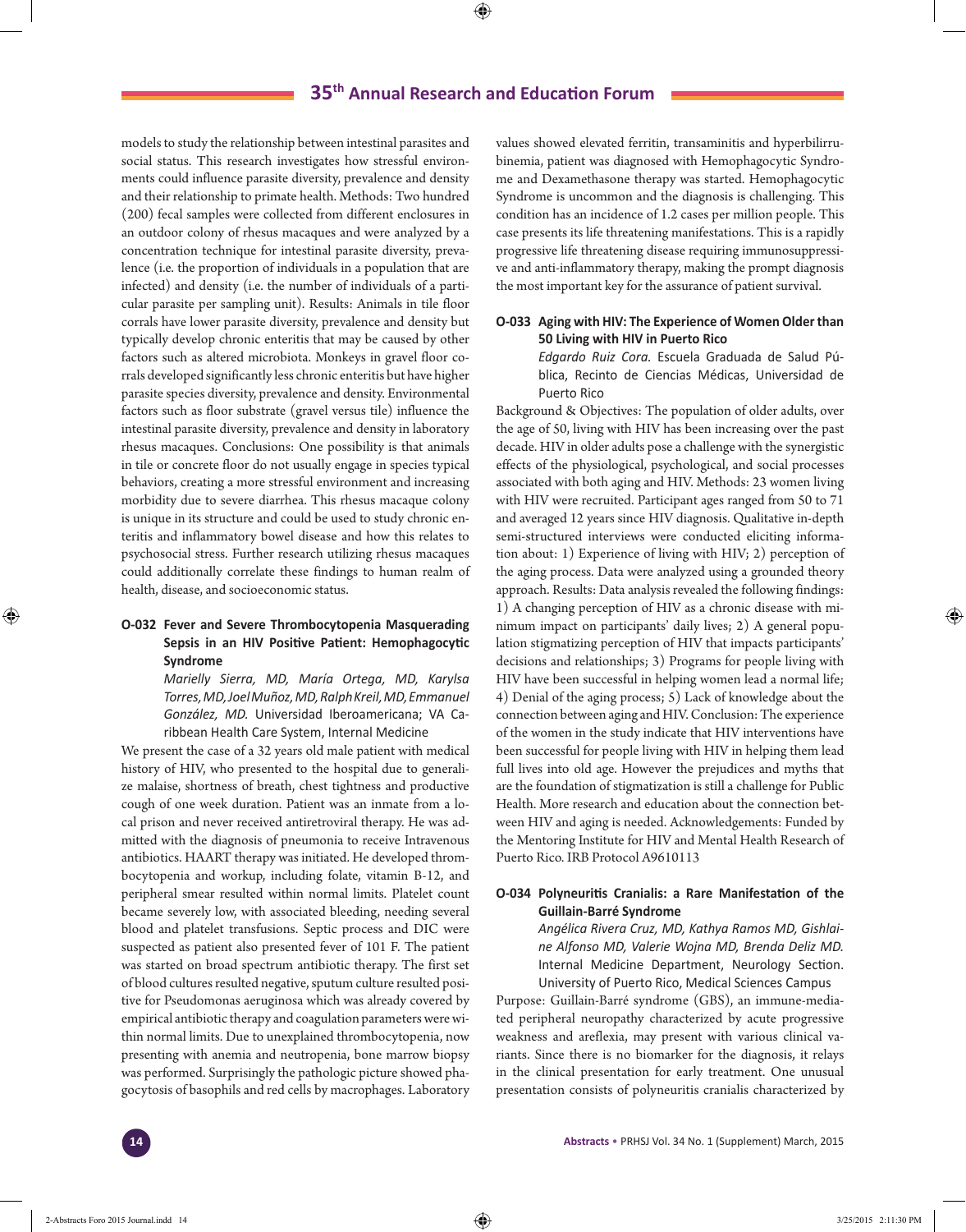models to study the relationship between intestinal parasites and social status. This research investigates how stressful environments could influence parasite diversity, prevalence and density and their relationship to primate health. Methods: Two hundred (200) fecal samples were collected from different enclosures in an outdoor colony of rhesus macaques and were analyzed by a concentration technique for intestinal parasite diversity, prevalence (i.e. the proportion of individuals in a population that are infected) and density (i.e. the number of individuals of a particular parasite per sampling unit). Results: Animals in tile floor corrals have lower parasite diversity, prevalence and density but typically develop chronic enteritis that may be caused by other factors such as altered microbiota. Monkeys in gravel floor corrals developed significantly less chronic enteritis but have higher parasite species diversity, prevalence and density. Environmental factors such as floor substrate (gravel versus tile) influence the intestinal parasite diversity, prevalence and density in laboratory rhesus macaques. Conclusions: One possibility is that animals in tile or concrete floor do not usually engage in species typical behaviors, creating a more stressful environment and increasing morbidity due to severe diarrhea. This rhesus macaque colony is unique in its structure and could be used to study chronic enteritis and inflammatory bowel disease and how this relates to psychosocial stress. Further research utilizing rhesus macaques could additionally correlate these findings to human realm of health, disease, and socioeconomic status.

### O-032 Fever and Severe Thrombocytopenia Masquerading Sepsis in an HIV Positive Patient: Hemophagocytic Syndrome

*Marielly Sierra, MD, María Ortega, MD, Karylsa Torres, MD, Joel Muñoz, MD, Ralph Kreil, MD, Emmanuel González, MD.* Universidad Iberoamericana; VA Caribbean Health Care System, Internal Medicine

We present the case of a 32 years old male patient with medical history of HIV, who presented to the hospital due to generalize malaise, shortness of breath, chest tightness and productive cough of one week duration. Patient was an inmate from a local prison and never received antiretroviral therapy. He was admitted with the diagnosis of pneumonia to receive Intravenous antibiotics. HAART therapy was initiated. He developed thrombocytopenia and workup, including folate, vitamin B-12, and peripheral smear resulted within normal limits. Platelet count became severely low, with associated bleeding, needing several blood and platelet transfusions. Septic process and DIC were suspected as patient also presented fever of 101 F. The patient was started on broad spectrum antibiotic therapy. The first set of blood cultures resulted negative, sputum culture resulted positive for Pseudomonas aeruginosa which was already covered by empirical antibiotic therapy and coagulation parameters were within normal limits. Due to unexplained thrombocytopenia, now presenting with anemia and neutropenia, bone marrow biopsy was performed. Surprisingly the pathologic picture showed phagocytosis of basophils and red cells by macrophages. Laboratory values showed elevated ferritin, transaminitis and hyperbilirrubinemia, patient was diagnosed with Hemophagocytic Syndrome and Dexamethasone therapy was started. Hemophagocytic Syndrome is uncommon and the diagnosis is challenging. This condition has an incidence of 1.2 cases per million people. This case presents its life threatening manifestations. This is a rapidly progressive life threatening disease requiring immunosuppressive and anti-inflammatory therapy, making the prompt diagnosis the most important key for the assurance of patient survival.

### O-033 Aging with HIV: The Experience of Women Older than 50 Living with HIV in Puerto Rico

*Edgardo Ruiz Cora.* Escuela Graduada de Salud Pública, Recinto de Ciencias Médicas, Universidad de Puerto Rico

Background & Objectives: The population of older adults, over the age of 50, living with HIV has been increasing over the past decade. HIV in older adults pose a challenge with the synergistic effects of the physiological, psychological, and social processes associated with both aging and HIV. Methods: 23 women living with HIV were recruited. Participant ages ranged from 50 to 71 and averaged 12 years since HIV diagnosis. Qualitative in-depth semi-structured interviews were conducted eliciting information about: 1) Experience of living with HIV; 2) perception of the aging process. Data were analyzed using a grounded theory approach. Results: Data analysis revealed the following findings: 1) A changing perception of HIV as a chronic disease with minimum impact on participants' daily lives; 2) A general population stigmatizing perception of HIV that impacts participants' decisions and relationships; 3) Programs for people living with HIV have been successful in helping women lead a normal life; 4) Denial of the aging process; 5) Lack of knowledge about the connection between aging and HIV. Conclusion: The experience of the women in the study indicate that HIV interventions have been successful for people living with HIV in helping them lead full lives into old age. However the prejudices and myths that are the foundation of stigmatization is still a challenge for Public Health. More research and education about the connection between HIV and aging is needed. Acknowledgements: Funded by the Mentoring Institute for HIV and Mental Health Research of Puerto Rico. IRB Protocol A9610113

### O-034 Polyneuritis Cranialis: a Rare Manifestation of the Guillain-Barré Syndrome

*Angélica Rivera Cruz, MD, Kathya Ramos MD, Gishlaine Alfonso MD, Valerie Wojna MD, Brenda Deliz MD.* Internal Medicine Department, Neurology Section. University of Puerto Rico, Medical Sciences Campus

Purpose: Guillain-Barré syndrome (GBS), an immune-mediated peripheral neuropathy characterized by acute progressive weakness and areflexia, may present with various clinical variants. Since there is no biomarker for the diagnosis, it relays in the clinical presentation for early treatment. One unusual presentation consists of polyneuritis cranialis characterized by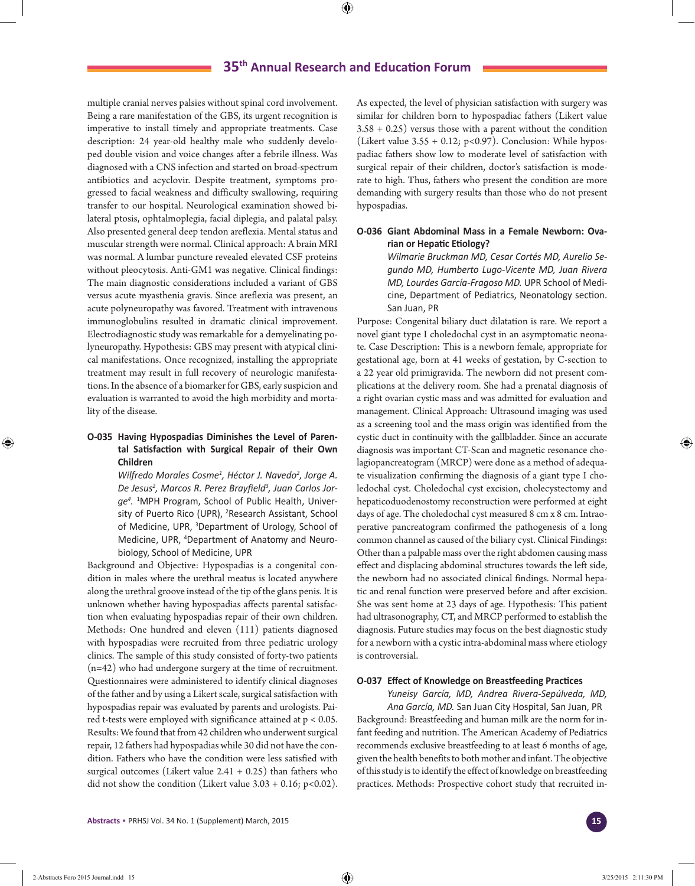multiple cranial nerves palsies without spinal cord involvement. Being a rare manifestation of the GBS, its urgent recognition is imperative to install timely and appropriate treatments. Case description: 24 year-old healthy male who suddenly developed double vision and voice changes after a febrile illness. Was diagnosed with a CNS infection and started on broad-spectrum antibiotics and acyclovir. Despite treatment, symptoms progressed to facial weakness and difficulty swallowing, requiring transfer to our hospital. Neurological examination showed bilateral ptosis, ophtalmoplegia, facial diplegia, and palatal palsy. Also presented general deep tendon areflexia. Mental status and muscular strength were normal. Clinical approach: A brain MRI was normal. A lumbar puncture revealed elevated CSF proteins without pleocytosis. Anti-GM1 was negative. Clinical findings: The main diagnostic considerations included a variant of GBS versus acute myasthenia gravis. Since areflexia was present, an acute polyneuropathy was favored. Treatment with intravenous immunoglobulins resulted in dramatic clinical improvement. Electrodiagnostic study was remarkable for a demyelinating polyneuropathy. Hypothesis: GBS may present with atypical clinical manifestations. Once recognized, installing the appropriate treatment may result in full recovery of neurologic manifestations. In the absence of a biomarker for GBS, early suspicion and evaluation is warranted to avoid the high morbidity and mortality of the disease.

### O-035 Having Hypospadias Diminishes the Level of Parental Satisfaction with Surgical Repair of their Own Children

*Wilfredo Morales Cosme[1], Héctor J. Navedo[2], Jorge A. De Jesus[2], Marcos R. Perez Brayfield[3], Juan Carlos Jorge[4].* [1]MPH Program, School of Public Health, University of Puerto Rico (UPR), [2]Research Assistant, School of Medicine, UPR, [3]Department of Urology, School of Medicine, UPR, [4]Department of Anatomy and Neurobiology, School of Medicine, UPR

Background and Objective: Hypospadias is a congenital condition in males where the urethral meatus is located anywhere along the urethral groove instead of the tip of the glans penis. It is unknown whether having hypospadias affects parental satisfaction when evaluating hypospadias repair of their own children. Methods: One hundred and eleven (111) patients diagnosed with hypospadias were recruited from three pediatric urology clinics. The sample of this study consisted of forty-two patients (n=42) who had undergone surgery at the time of recruitment. Questionnaires were administered to identify clinical diagnoses of the father and by using a Likert scale, surgical satisfaction with hypospadias repair was evaluated by parents and urologists. Paired t-tests were employed with significance attained at $p < 0.05$. Results: We found that from 42 children who underwent surgical repair, 12 fathers had hypospadias while 30 did not have the condition. Fathers who have the condition were less satisfied with surgical outcomes (Likert value 2.41 + 0.25) than fathers who did not show the condition (Likert value 3.03 + 0.16; $p<0.02$). As expected, the level of physician satisfaction with surgery was similar for children born to hypospadiac fathers (Likert value 3.58 + 0.25) versus those with a parent without the condition (Likert value 3.55 + 0.12; $p<0.97$). Conclusion: While hypospadiac fathers show low to moderate level of satisfaction with surgical repair of their children, doctor's satisfaction is moderate to high. Thus, fathers who present the condition are more demanding with surgery results than those who do not present hypospadias.

### O-036 Giant Abdominal Mass in a Female Newborn: Ovarian or Hepatic Etiology?

*Wilmarie Bruckman MD, Cesar Cortés MD, Aurelio Segundo MD, Humberto Lugo-Vicente MD, Juan Rivera MD, Lourdes García-Fragoso MD.* UPR School of Medicine, Department of Pediatrics, Neonatology section. San Juan, PR

Purpose: Congenital biliary duct dilatation is rare. We report a novel giant type I choledochal cyst in an asymptomatic neonate. Case Description: This is a newborn female, appropriate for gestational age, born at 41 weeks of gestation, by C-section to a 22 year old primigravida. The newborn did not present complications at the delivery room. She had a prenatal diagnosis of a right ovarian cystic mass and was admitted for evaluation and management. Clinical Approach: Ultrasound imaging was used as a screening tool and the mass origin was identified from the cystic duct in continuity with the gallbladder. Since an accurate diagnosis was important CT-Scan and magnetic resonance cholagiopancreatogram (MRCP) were done as a method of adequate visualization confirming the diagnosis of a giant type I choledochal cyst. Choledochal cyst excision, cholecystectomy and hepaticoduodenostomy reconstruction were performed at eight days of age. The choledochal cyst measured 8 cm x 8 cm. Intraoperative pancreatogram confirmed the pathogenesis of a long common channel as caused of the biliary cyst. Clinical Findings: Other than a palpable mass over the right abdomen causing mass effect and displacing abdominal structures towards the left side, the newborn had no associated clinical findings. Normal hepatic and renal function were preserved before and after excision. She was sent home at 23 days of age. Hypothesis: This patient had ultrasonography, CT, and MRCP performed to establish the diagnosis. Future studies may focus on the best diagnostic study for a newborn with a cystic intra-abdominal mass where etiology is controversial.

### O-037 Effect of Knowledge on Breastfeeding Practices

*Yuneisy García, MD, Andrea Rivera-Sepúlveda, MD, Ana García, MD.* San Juan City Hospital, San Juan, PR

Background: Breastfeeding and human milk are the norm for infant feeding and nutrition. The American Academy of Pediatrics recommends exclusive breastfeeding to at least 6 months of age, given the health benefits to both mother and infant. The objective of this study is to identify the effect of knowledge on breastfeeding practices. Methods: Prospective cohort study that recruited in-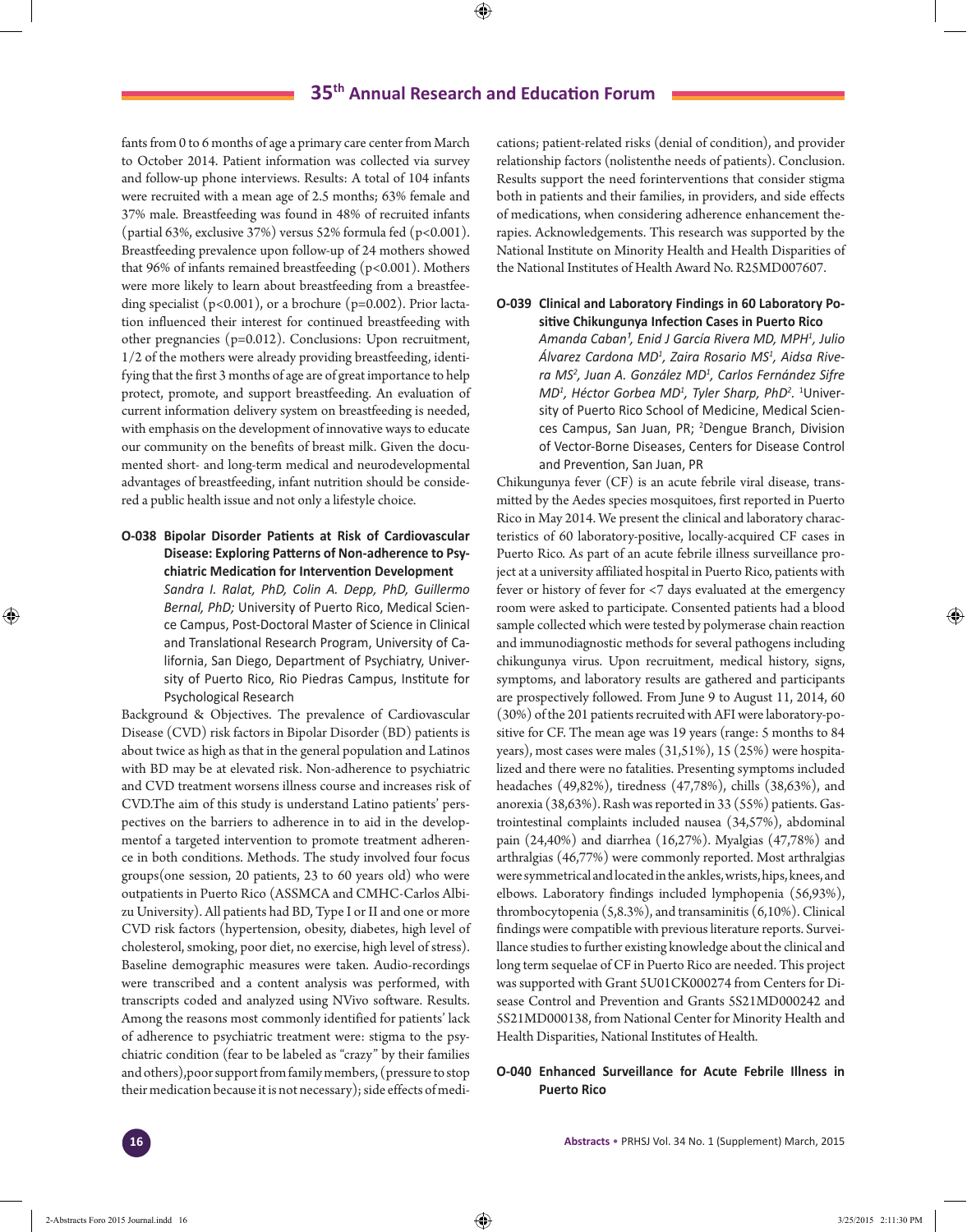fants from 0 to 6 months of age a primary care center from March to October 2014. Patient information was collected via survey and follow-up phone interviews. Results: A total of 104 infants were recruited with a mean age of 2.5 months; 63% female and 37% male. Breastfeeding was found in 48% of recruited infants (partial 63%, exclusive 37%) versus 52% formula fed ($p<0.001$). Breastfeeding prevalence upon follow-up of 24 mothers showed that 96% of infants remained breastfeeding ($p<0.001$). Mothers were more likely to learn about breastfeeding from a breastfeeding specialist ($p<0.001$), or a brochure ($p=0.002$). Prior lactation influenced their interest for continued breastfeeding with other pregnancies ($p=0.012$). Conclusions: Upon recruitment, 1/2 of the mothers were already providing breastfeeding, identifying that the first 3 months of age are of great importance to help protect, promote, and support breastfeeding. An evaluation of current information delivery system on breastfeeding is needed, with emphasis on the development of innovative ways to educate our community on the benefits of breast milk. Given the documented short- and long-term medical and neurodevelopmental advantages of breastfeeding, infant nutrition should be considered a public health issue and not only a lifestyle choice.

### O-038 Bipolar Disorder Patients at Risk of Cardiovascular Disease: Exploring Patterns of Non-adherence to Psychiatric Medication for Intervention Development

*Sandra I. Ralat, PhD, Colin A. Depp, PhD, Guillermo Bernal, PhD;* University of Puerto Rico, Medical Science Campus, Post-Doctoral Master of Science in Clinical and Translational Research Program, University of California, San Diego, Department of Psychiatry, University of Puerto Rico, Rio Piedras Campus, Institute for Psychological Research

Background & Objectives. The prevalence of Cardiovascular Disease (CVD) risk factors in Bipolar Disorder (BD) patients is about twice as high as that in the general population and Latinos with BD may be at elevated risk. Non-adherence to psychiatric and CVD treatment worsens illness course and increases risk of CVD.The aim of this study is understand Latino patients' perspectives on the barriers to adherence in to aid in the developmentof a targeted intervention to promote treatment adherence in both conditions. Methods. The study involved four focus groups(one session, 20 patients, 23 to 60 years old) who were outpatients in Puerto Rico (ASSMCA and CMHC-Carlos Albizu University). All patients had BD, Type I or II and one or more CVD risk factors (hypertension, obesity, diabetes, high level of cholesterol, smoking, poor diet, no exercise, high level of stress). Baseline demographic measures were taken. Audio-recordings were transcribed and a content analysis was performed, with transcripts coded and analyzed using NVivo software. Results. Among the reasons most commonly identified for patients' lack of adherence to psychiatric treatment were: stigma to the psychiatric condition (fear to be labeled as "crazy" by their families and others),poor support from family members, (pressure to stop their medication because it is not necessary); side effects of medications; patient-related risks (denial of condition), and provider relationship factors (nolistenthe needs of patients). Conclusion. Results support the need forinterventions that consider stigma both in patients and their families, in providers, and side effects of medications, when considering adherence enhancement therapies. Acknowledgements. This research was supported by the National Institute on Minority Health and Health Disparities of the National Institutes of Health Award No. R25MD007607.

### O-039 Clinical and Laboratory Findings in 60 Laboratory Positive Chikungunya Infection Cases in Puerto Rico

*Amanda Caban[1], Enid J García Rivera MD, MPH[1], Julio Álvarez Cardona MD[1], Zaira Rosario MS[1], Aidsa Rivera MS[2], Juan A. González MD[1], Carlos Fernández Sifre MD[1], Héctor Gorbea MD[1], Tyler Sharp, PhD[2].* [1]University of Puerto Rico School of Medicine, Medical Sciences Campus, San Juan, PR; [2]Dengue Branch, Division of Vector-Borne Diseases, Centers for Disease Control and Prevention, San Juan, PR

Chikungunya fever (CF) is an acute febrile viral disease, transmitted by the Aedes species mosquitoes, first reported in Puerto Rico in May 2014. We present the clinical and laboratory characteristics of 60 laboratory-positive, locally-acquired CF cases in Puerto Rico. As part of an acute febrile illness surveillance project at a university affiliated hospital in Puerto Rico, patients with fever or history of fever for <7 days evaluated at the emergency room were asked to participate. Consented patients had a blood sample collected which were tested by polymerase chain reaction and immunodiagnostic methods for several pathogens including chikungunya virus. Upon recruitment, medical history, signs, symptoms, and laboratory results are gathered and participants are prospectively followed. From June 9 to August 11, 2014, 60 (30%) of the 201 patients recruited with AFI were laboratory-positive for CF. The mean age was 19 years (range: 5 months to 84 years), most cases were males (31,51%), 15 (25%) were hospitalized and there were no fatalities. Presenting symptoms included headaches (49,82%), tiredness (47,78%), chills (38,63%), and anorexia (38,63%). Rash was reported in 33 (55%) patients. Gastrointestinal complaints included nausea (34,57%), abdominal pain (24,40%) and diarrhea (16,27%). Myalgias (47,78%) and arthralgias (46,77%) were commonly reported. Most arthralgias were symmetrical and located in the ankles, wrists, hips, knees, and elbows. Laboratory findings included lymphopenia (56,93%), thrombocytopenia (5,8.3%), and transaminitis (6,10%). Clinical findings were compatible with previous literature reports. Surveillance studies to further existing knowledge about the clinical and long term sequelae of CF in Puerto Rico are needed. This project was supported with Grant 5U01CK000274 from Centers for Disease Control and Prevention and Grants 5S21MD000242 and 5S21MD000138, from National Center for Minority Health and Health Disparities, National Institutes of Health.

### O-040 Enhanced Surveillance for Acute Febrile Illness in Puerto Rico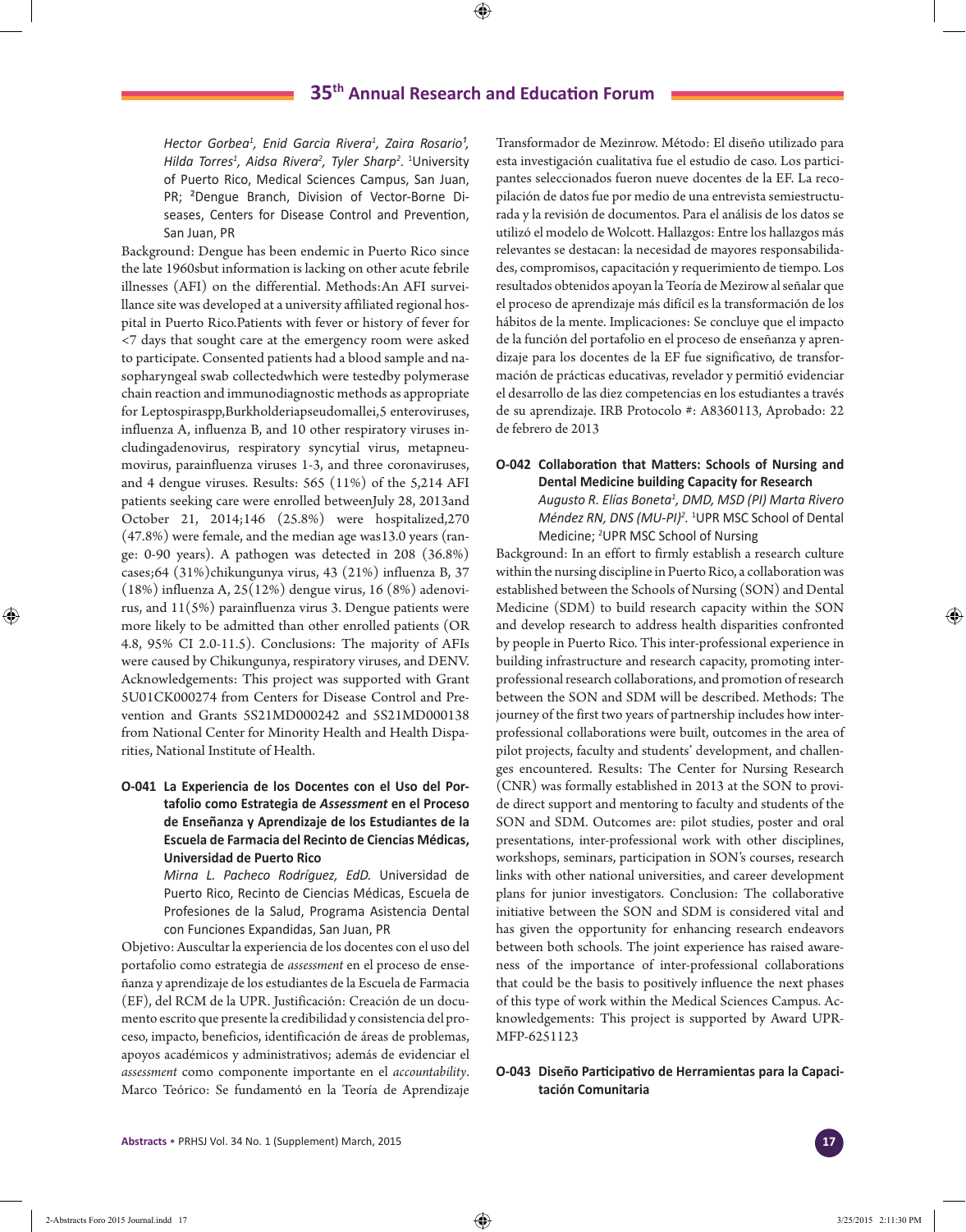Hector Gorbea[1], Enid Garcia Rivera[1], Zaira Rosario[1], Hilda Torres[1], Aidsa Rivera[2], Tyler Sharp[2]. [1]University of Puerto Rico, Medical Sciences Campus, San Juan, PR; [2]Dengue Branch, Division of Vector-Borne Diseases, Centers for Disease Control and Prevention, San Juan, PR

Background: Dengue has been endemic in Puerto Rico since the late 1960sbut information is lacking on other acute febrile illnesses (AFI) on the differential. Methods:An AFI surveillance site was developed at a university affiliated regional hospital in Puerto Rico.Patients with fever or history of fever for <7 days that sought care at the emergency room were asked to participate. Consented patients had a blood sample and nasopharyngeal swab collectedwhich were testedby polymerase chain reaction and immunodiagnostic methods as appropriate for Leptospiraspp,Burkholderiapseudomallei,5 enteroviruses, influenza A, influenza B, and 10 other respiratory viruses includingadenovirus, respiratory syncytial virus, metapneumovirus, parainfluenza viruses 1-3, and three coronaviruses, and 4 dengue viruses. Results: 565 (11%) of the 5,214 AFI patients seeking care were enrolled betweenJuly 28, 2013and October 21, 2014;146 (25.8%) were hospitalized,270 (47.8%) were female, and the median age was13.0 years (range: 0-90 years). A pathogen was detected in 208 (36.8%) cases;64 (31%)chikungunya virus, 43 (21%) influenza B, 37 (18%) influenza A, 25(12%) dengue virus, 16 (8%) adenovirus, and 11(5%) parainfluenza virus 3. Dengue patients were more likely to be admitted than other enrolled patients (OR 4.8, 95% CI 2.0-11.5). Conclusions: The majority of AFIs were caused by Chikungunya, respiratory viruses, and DENV. Acknowledgements: This project was supported with Grant 5U01CK000274 from Centers for Disease Control and Prevention and Grants 5S21MD000242 and 5S21MD000138 from National Center for Minority Health and Health Disparities, National Institute of Health.

### O-041 La Experiencia de los Docentes con el Uso del Portafolio como Estrategia de *Assessment* en el Proceso de Enseñanza y Aprendizaje de los Estudiantes de la Escuela de Farmacia del Recinto de Ciencias Médicas, Universidad de Puerto Rico

*Mirna L. Pacheco Rodríguez, EdD.* Universidad de Puerto Rico, Recinto de Ciencias Médicas, Escuela de Profesiones de la Salud, Programa Asistencia Dental con Funciones Expandidas, San Juan, PR

Objetivo: Auscultar la experiencia de los docentes con el uso del portafolio como estrategia de *assessment* en el proceso de enseñanza y aprendizaje de los estudiantes de la Escuela de Farmacia (EF), del RCM de la UPR. Justificación: Creación de un documento escrito que presente la credibilidad y consistencia del proceso, impacto, beneficios, identificación de áreas de problemas, apoyos académicos y administrativos; además de evidenciar el *assessment* como componente importante en el *accountability*. Marco Teórico: Se fundamentó en la Teoría de Aprendizaje Transformador de Mezinrow. Método: El diseño utilizado para esta investigación cualitativa fue el estudio de caso. Los participantes seleccionados fueron nueve docentes de la EF. La recopilación de datos fue por medio de una entrevista semiestructurada y la revisión de documentos. Para el análisis de los datos se utilizó el modelo de Wolcott. Hallazgos: Entre los hallazgos más relevantes se destacan: la necesidad de mayores responsabilidades, compromisos, capacitación y requerimiento de tiempo. Los resultados obtenidos apoyan la Teoría de Mezirow al señalar que el proceso de aprendizaje más difícil es la transformación de los hábitos de la mente. Implicaciones: Se concluye que el impacto de la función del portafolio en el proceso de enseñanza y aprendizaje para los docentes de la EF fue significativo, de transformación de prácticas educativas, revelador y permitió evidenciar el desarrollo de las diez competencias en los estudiantes a través de su aprendizaje. IRB Protocolo #: A8360113, Aprobado: 22 de febrero de 2013

### O-042 Collaboration that Matters: Schools of Nursing and Dental Medicine building Capacity for Research

*Augusto R. Elías Boneta[1], DMD, MSD (PI) Marta Rivero Méndez RN, DNS (MU-PI)[2].* [1]UPR MSC School of Dental Medicine; [2]UPR MSC School of Nursing

Background: In an effort to firmly establish a research culture within the nursing discipline in Puerto Rico, a collaboration was established between the Schools of Nursing (SON) and Dental Medicine (SDM) to build research capacity within the SON and develop research to address health disparities confronted by people in Puerto Rico. This inter-professional experience in building infrastructure and research capacity, promoting inter-professional research collaborations, and promotion of research between the SON and SDM will be described. Methods: The journey of the first two years of partnership includes how inter-professional collaborations were built, outcomes in the area of pilot projects, faculty and students' development, and challenges encountered. Results: The Center for Nursing Research (CNR) was formally established in 2013 at the SON to provide direct support and mentoring to faculty and students of the SON and SDM. Outcomes are: pilot studies, poster and oral presentations, inter-professional work with other disciplines, workshops, seminars, participation in SON's courses, research links with other national universities, and career development plans for junior investigators. Conclusion: The collaborative initiative between the SON and SDM is considered vital and has given the opportunity for enhancing research endeavors between both schools. The joint experience has raised awareness of the importance of inter-professional collaborations that could be the basis to positively influence the next phases of this type of work within the Medical Sciences Campus. Acknowledgements: This project is supported by Award UPR-MFP-6251123

### O-043 Diseño Participativo de Herramientas para la Capacitación Comunitaria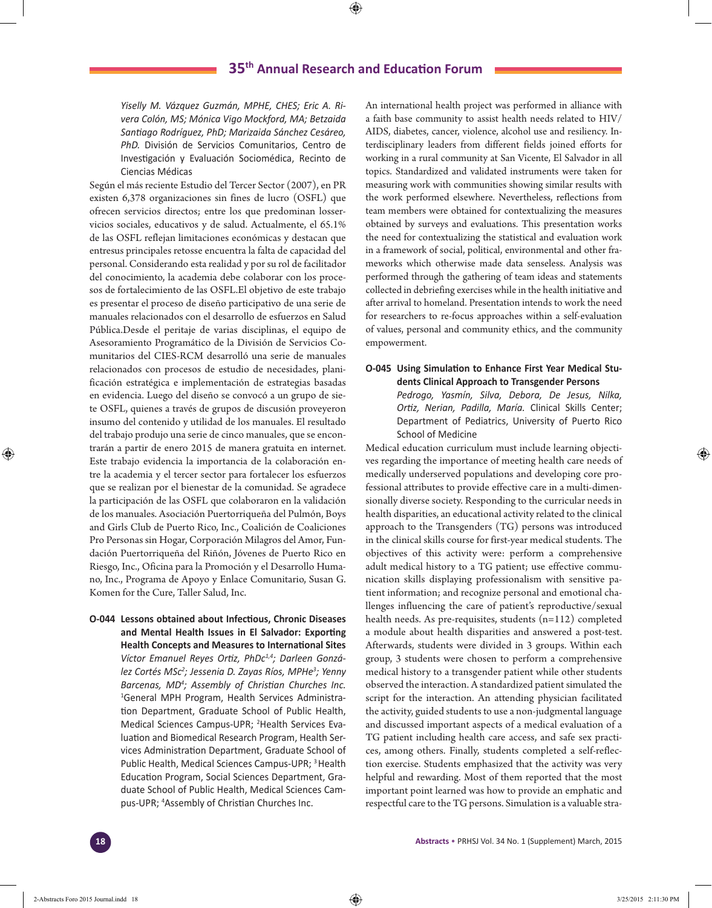*Yiselly M. Vázquez Guzmán, MPHE, CHES; Eric A. Rivera Colón, MS; Mónica Vigo Mockford, MA; Betzaida Santiago Rodríguez, PhD; Marizaida Sánchez Cesáreo, PhD.* División de Servicios Comunitarios, Centro de Investigación y Evaluación Sociomédica, Recinto de Ciencias Médicas

Según el más reciente Estudio del Tercer Sector (2007), en PR existen 6,378 organizaciones sin fines de lucro (OSFL) que ofrecen servicios directos; entre los que predominan losservicios sociales, educativos y de salud. Actualmente, el 65.1% de las OSFL reflejan limitaciones económicas y destacan que entresus principales retosse encuentra la falta de capacidad del personal. Considerando esta realidad y por su rol de facilitador del conocimiento, la academia debe colaborar con los procesos de fortalecimiento de las OSFL.El objetivo de este trabajo es presentar el proceso de diseño participativo de una serie de manuales relacionados con el desarrollo de esfuerzos en Salud Pública.Desde el peritaje de varias disciplinas, el equipo de Asesoramiento Programático de la División de Servicios Comunitarios del CIES-RCM desarrolló una serie de manuales relacionados con procesos de estudio de necesidades, planificación estratégica e implementación de estrategias basadas en evidencia. Luego del diseño se convocó a un grupo de siete OSFL, quienes a través de grupos de discusión proveyeron insumo del contenido y utilidad de los manuales. El resultado del trabajo produjo una serie de cinco manuales, que se encontrarán a partir de enero 2015 de manera gratuita en internet. Este trabajo evidencia la importancia de la colaboración entre la academia y el tercer sector para fortalecer los esfuerzos que se realizan por el bienestar de la comunidad. Se agradece la participación de las OSFL que colaboraron en la validación de los manuales. Asociación Puertorriqueña del Pulmón, Boys and Girls Club de Puerto Rico, Inc., Coalición de Coaliciones Pro Personas sin Hogar, Corporación Milagros del Amor, Fundación Puertorriqueña del Riñón, Jóvenes de Puerto Rico en Riesgo, Inc., Oficina para la Promoción y el Desarrollo Humano, Inc., Programa de Apoyo y Enlace Comunitario, Susan G. Komen for the Cure, Taller Salud, Inc.

**O-044 Lessons obtained about Infectious, Chronic Diseases and Mental Health Issues in El Salvador: Exporting Health Concepts and Measures to International Sites**

*Víctor Emanuel Reyes Ortiz, PhDc[1,4]; Darleen González Cortés MSc[2]; Jessenia D. Zayas Ríos, MPHe[3]; Yenny Barcenas, MD[4]; Assembly of Christian Churches Inc.* [1]General MPH Program, Health Services Administration Department, Graduate School of Public Health, Medical Sciences Campus-UPR; [2]Health Services Evaluation and Biomedical Research Program, Health Services Administration Department, Graduate School of Public Health, Medical Sciences Campus-UPR; [3]Health Education Program, Social Sciences Department, Graduate School of Public Health, Medical Sciences Campus-UPR; [4]Assembly of Christian Churches Inc.

An international health project was performed in alliance with a faith base community to assist health needs related to HIV/AIDS, diabetes, cancer, violence, alcohol use and resiliency. Interdisciplinary leaders from different fields joined efforts for working in a rural community at San Vicente, El Salvador in all topics. Standardized and validated instruments were taken for measuring work with communities showing similar results with the work performed elsewhere. Nevertheless, reflections from team members were obtained for contextualizing the measures obtained by surveys and evaluations. This presentation works the need for contextualizing the statistical and evaluation work in a framework of social, political, environmental and other frameworks which otherwise made data senseless. Analysis was performed through the gathering of team ideas and statements collected in debriefing exercises while in the health initiative and after arrival to homeland. Presentation intends to work the need for researchers to re-focus approaches within a self-evaluation of values, personal and community ethics, and the community empowerment.

**O-045 Using Simulation to Enhance First Year Medical Students Clinical Approach to Transgender Persons**

*Pedrogo, Yasmín, Silva, Debora, De Jesus, Nilka, Ortiz, Nerian, Padilla, María.* Clinical Skills Center; Department of Pediatrics, University of Puerto Rico School of Medicine

Medical education curriculum must include learning objectives regarding the importance of meeting health care needs of medically underserved populations and developing core professional attributes to provide effective care in a multi-dimensionally diverse society. Responding to the curricular needs in health disparities, an educational activity related to the clinical approach to the Transgenders (TG) persons was introduced in the clinical skills course for first-year medical students. The objectives of this activity were: perform a comprehensive adult medical history to a TG patient; use effective communication skills displaying professionalism with sensitive patient information; and recognize personal and emotional challenges influencing the care of patient's reproductive/sexual health needs. As pre-requisites, students (n=112) completed a module about health disparities and answered a post-test. Afterwards, students were divided in 3 groups. Within each group, 3 students were chosen to perform a comprehensive medical history to a transgender patient while other students observed the interaction. A standardized patient simulated the script for the interaction. An attending physician facilitated the activity, guided students to use a non-judgmental language and discussed important aspects of a medical evaluation of a TG patient including health care access, and safe sex practices, among others. Finally, students completed a self-reflection exercise. Students emphasized that the activity was very helpful and rewarding. Most of them reported that the most important point learned was how to provide an emphatic and respectful care to the TG persons. Simulation is a valuable stra-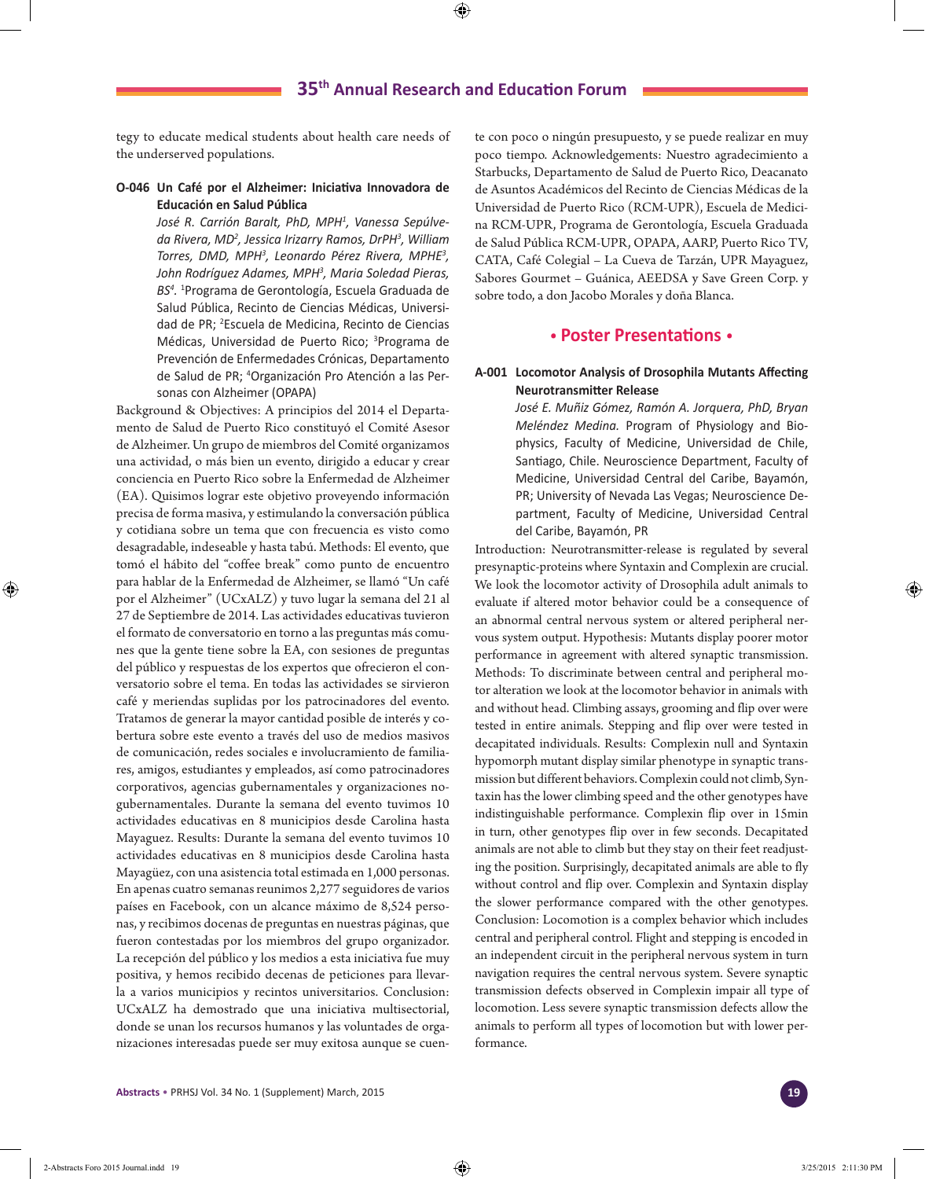tegy to educate medical students about health care needs of the underserved populations.

**O-046 Un Café por el Alzheimer: Iniciativa Innovadora de Educación en Salud Pública**

*José R. Carrión Baralt, PhD, MPH*[1], *Vanessa Sepúlveda Rivera, MD*[2], *Jessica Irizarry Ramos, DrPH*[3], *William Torres, DMD, MPH*[3], *Leonardo Pérez Rivera, MPHE*[3], *John Rodríguez Adames, MPH*[3], *Maria Soledad Pieras, BS*[4]. [1]Programa de Gerontología, Escuela Graduada de Salud Pública, Recinto de Ciencias Médicas, Universidad de PR; [2]Escuela de Medicina, Recinto de Ciencias Médicas, Universidad de Puerto Rico; [3]Programa de Prevención de Enfermedades Crónicas, Departamento de Salud de PR; [4]Organización Pro Atención a las Personas con Alzheimer (OPAPA)

Background & Objectives: A principios del 2014 el Departamento de Salud de Puerto Rico constituyó el Comité Asesor de Alzheimer. Un grupo de miembros del Comité organizamos una actividad, o más bien un evento, dirigido a educar y crear conciencia en Puerto Rico sobre la Enfermedad de Alzheimer (EA). Quisimos lograr este objetivo proveyendo información precisa de forma masiva, y estimulando la conversación pública y cotidiana sobre un tema que con frecuencia es visto como desagradable, indeseable y hasta tabú. Methods: El evento, que tomó el hábito del "coffee break" como punto de encuentro para hablar de la Enfermedad de Alzheimer, se llamó "Un café por el Alzheimer" (UCxALZ) y tuvo lugar la semana del 21 al 27 de Septiembre de 2014. Las actividades educativas tuvieron el formato de conversatorio en torno a las preguntas más comunes que la gente tiene sobre la EA, con sesiones de preguntas del público y respuestas de los expertos que ofrecieron el conversatorio sobre el tema. En todas las actividades se sirvieron café y meriendas suplidas por los patrocinadores del evento. Tratamos de generar la mayor cantidad posible de interés y cobertura sobre este evento a través del uso de medios masivos de comunicación, redes sociales e involucramiento de familiares, amigos, estudiantes y empleados, así como patrocinadores corporativos, agencias gubernamentales y organizaciones nogubernamentales. Durante la semana del evento tuvimos 10 actividades educativas en 8 municipios desde Carolina hasta Mayaguez. Results: Durante la semana del evento tuvimos 10 actividades educativas en 8 municipios desde Carolina hasta Mayagüez, con una asistencia total estimada en 1,000 personas. En apenas cuatro semanas reunimos 2,277 seguidores de varios países en Facebook, con un alcance máximo de 8,524 personas, y recibimos docenas de preguntas en nuestras páginas, que fueron contestadas por los miembros del grupo organizador. La recepción del público y los medios a esta iniciativa fue muy positiva, y hemos recibido decenas de peticiones para llevarla a varios municipios y recintos universitarios. Conclusion: UCxALZ ha demostrado que una iniciativa multisectorial, donde se unan los recursos humanos y las voluntades de organizaciones interesadas puede ser muy exitosa aunque se cuente con poco o ningún presupuesto, y se puede realizar en muy poco tiempo. Acknowledgements: Nuestro agradecimiento a Starbucks, Departamento de Salud de Puerto Rico, Deacanato de Asuntos Académicos del Recinto de Ciencias Médicas de la Universidad de Puerto Rico (RCM-UPR), Escuela de Medicina RCM-UPR, Programa de Gerontología, Escuela Graduada de Salud Pública RCM-UPR, OPAPA, AARP, Puerto Rico TV, CATA, Café Colegial – La Cueva de Tarzán, UPR Mayaguez, Sabores Gourmet – Guánica, AEEDSA y Save Green Corp. y sobre todo, a don Jacobo Morales y doña Blanca.

## • Poster Presentations •

**A-001 Locomotor Analysis of Drosophila Mutants Affecting Neurotransmitter Release**

*José E. Muñiz Gómez, Ramón A. Jorquera, PhD, Bryan Meléndez Medina.* Program of Physiology and Biophysics, Faculty of Medicine, Universidad de Chile, Santiago, Chile. Neuroscience Department, Faculty of Medicine, Universidad Central del Caribe, Bayamón, PR; University of Nevada Las Vegas; Neuroscience Department, Faculty of Medicine, Universidad Central del Caribe, Bayamón, PR

Introduction: Neurotransmitter-release is regulated by several presynaptic-proteins where Syntaxin and Complexin are crucial. We look the locomotor activity of Drosophila adult animals to evaluate if altered motor behavior could be a consequence of an abnormal central nervous system or altered peripheral nervous system output. Hypothesis: Mutants display poorer motor performance in agreement with altered synaptic transmission. Methods: To discriminate between central and peripheral motor alteration we look at the locomotor behavior in animals with and without head. Climbing assays, grooming and flip over were tested in entire animals. Stepping and flip over were tested in decapitated individuals. Results: Complexin null and Syntaxin hypomorph mutant display similar phenotype in synaptic transmission but different behaviors. Complexin could not climb, Syntaxin has the lower climbing speed and the other genotypes have indistinguishable performance. Complexin flip over in 15min in turn, other genotypes flip over in few seconds. Decapitated animals are not able to climb but they stay on their feet readjusting the position. Surprisingly, decapitated animals are able to fly without control and flip over. Complexin and Syntaxin display the slower performance compared with the other genotypes. Conclusion: Locomotion is a complex behavior which includes central and peripheral control. Flight and stepping is encoded in an independent circuit in the peripheral nervous system in turn navigation requires the central nervous system. Severe synaptic transmission defects observed in Complexin impair all type of locomotion. Less severe synaptic transmission defects allow the animals to perform all types of locomotion but with lower performance.